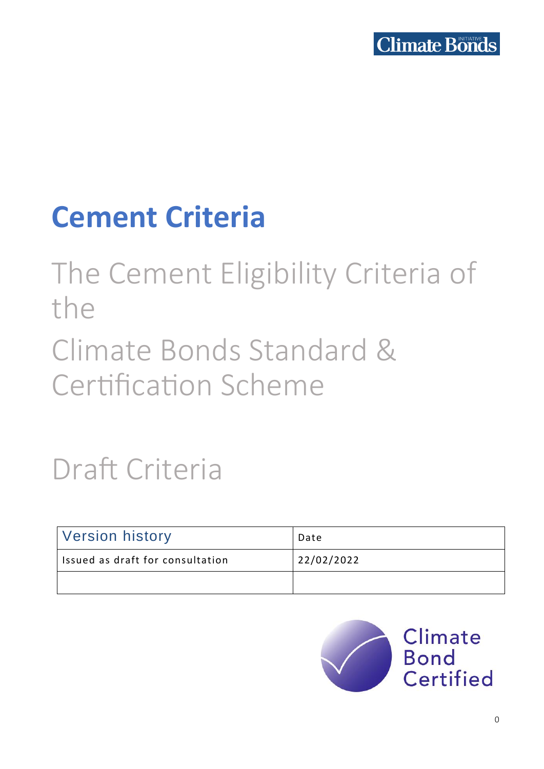# Cement Criteria

The Cement Eligibility Criteria of the

Climate Bonds Standard & Certification Scheme

Draft Criteria

| Version history | Date |
|---|---|
| Issued as draft for consultation | 22/02/2022 |
| | |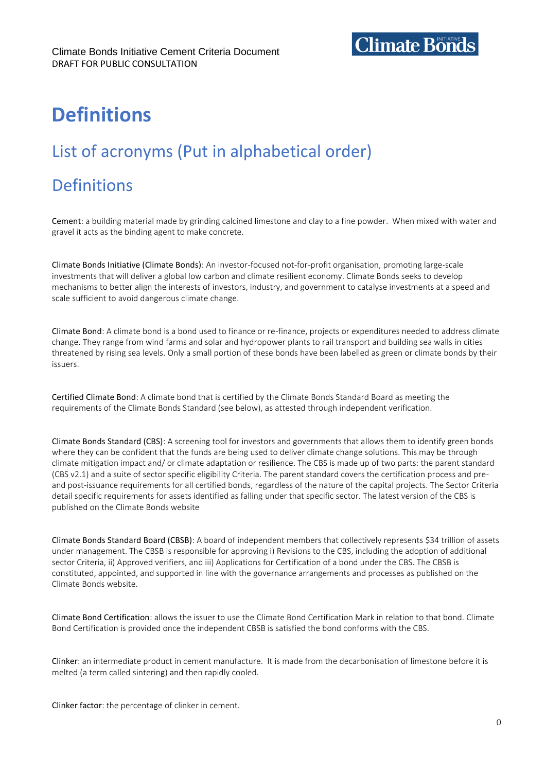# Definitions

## List of acronyms (Put in alphabetical order)

## Definitions

Cement: a building material made by grinding calcined limestone and clay to a fine powder. When mixed with water and gravel it acts as the binding agent to make concrete.

Climate Bonds Initiative (Climate Bonds): An investor-focused not-for-profit organisation, promoting large-scale investments that will deliver a global low carbon and climate resilient economy. Climate Bonds seeks to develop mechanisms to better align the interests of investors, industry, and government to catalyse investments at a speed and scale sufficient to avoid dangerous climate change.

Climate Bond: A climate bond is a bond used to finance or re-finance, projects or expenditures needed to address climate change. They range from wind farms and solar and hydropower plants to rail transport and building sea walls in cities threatened by rising sea levels. Only a small portion of these bonds have been labelled as green or climate bonds by their issuers.

Certified Climate Bond: A climate bond that is certified by the Climate Bonds Standard Board as meeting the requirements of the Climate Bonds Standard (see below), as attested through independent verification.

Climate Bonds Standard (CBS): A screening tool for investors and governments that allows them to identify green bonds where they can be confident that the funds are being used to deliver climate change solutions. This may be through climate mitigation impact and/ or climate adaptation or resilience. The CBS is made up of two parts: the parent standard (CBS v2.1) and a suite of sector specific eligibility Criteria. The parent standard covers the certification process and pre- and post-issuance requirements for all certified bonds, regardless of the nature of the capital projects. The Sector Criteria detail specific requirements for assets identified as falling under that specific sector. The latest version of the CBS is published on the Climate Bonds website

Climate Bonds Standard Board (CBSB): A board of independent members that collectively represents $34 trillion of assets under management. The CBSB is responsible for approving i) Revisions to the CBS, including the adoption of additional sector Criteria, ii) Approved verifiers, and iii) Applications for Certification of a bond under the CBS. The CBSB is constituted, appointed, and supported in line with the governance arrangements and processes as published on the Climate Bonds website.

Climate Bond Certification: allows the issuer to use the Climate Bond Certification Mark in relation to that bond. Climate Bond Certification is provided once the independent CBSB is satisfied the bond conforms with the CBS.

Clinker: an intermediate product in cement manufacture. It is made from the decarbonisation of limestone before it is melted (a term called sintering) and then rapidly cooled.

Clinker factor: the percentage of clinker in cement.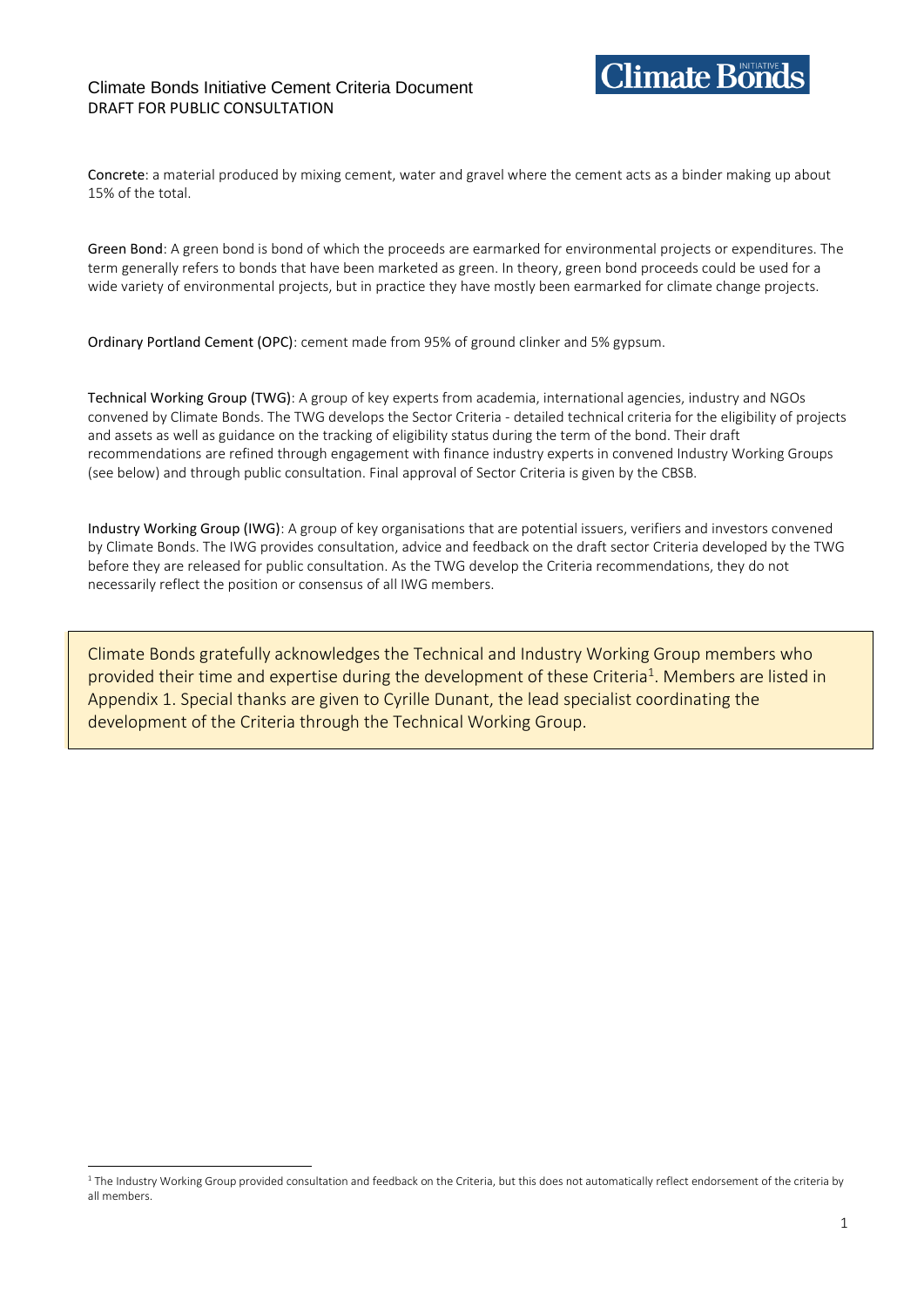Concrete: a material produced by mixing cement, water and gravel where the cement acts as a binder making up about 15% of the total.

Green Bond: A green bond is bond of which the proceeds are earmarked for environmental projects or expenditures. The term generally refers to bonds that have been marketed as green. In theory, green bond proceeds could be used for a wide variety of environmental projects, but in practice they have mostly been earmarked for climate change projects.

Ordinary Portland Cement (OPC): cement made from 95% of ground clinker and 5% gypsum.

Technical Working Group (TWG): A group of key experts from academia, international agencies, industry and NGOs convened by Climate Bonds. The TWG develops the Sector Criteria - detailed technical criteria for the eligibility of projects and assets as well as guidance on the tracking of eligibility status during the term of the bond. Their draft recommendations are refined through engagement with finance industry experts in convened Industry Working Groups (see below) and through public consultation. Final approval of Sector Criteria is given by the CBSB.

Industry Working Group (IWG): A group of key organisations that are potential issuers, verifiers and investors convened by Climate Bonds. The IWG provides consultation, advice and feedback on the draft sector Criteria developed by the TWG before they are released for public consultation. As the TWG develop the Criteria recommendations, they do not necessarily reflect the position or consensus of all IWG members.

> Climate Bonds gratefully acknowledges the Technical and Industry Working Group members who provided their time and expertise during the development of these Criteria[1]. Members are listed in Appendix 1. Special thanks are given to Cyrille Dunant, the lead specialist coordinating the development of the Criteria through the Technical Working Group.

[1] The Industry Working Group provided consultation and feedback on the Criteria, but this does not automatically reflect endorsement of the criteria by all members.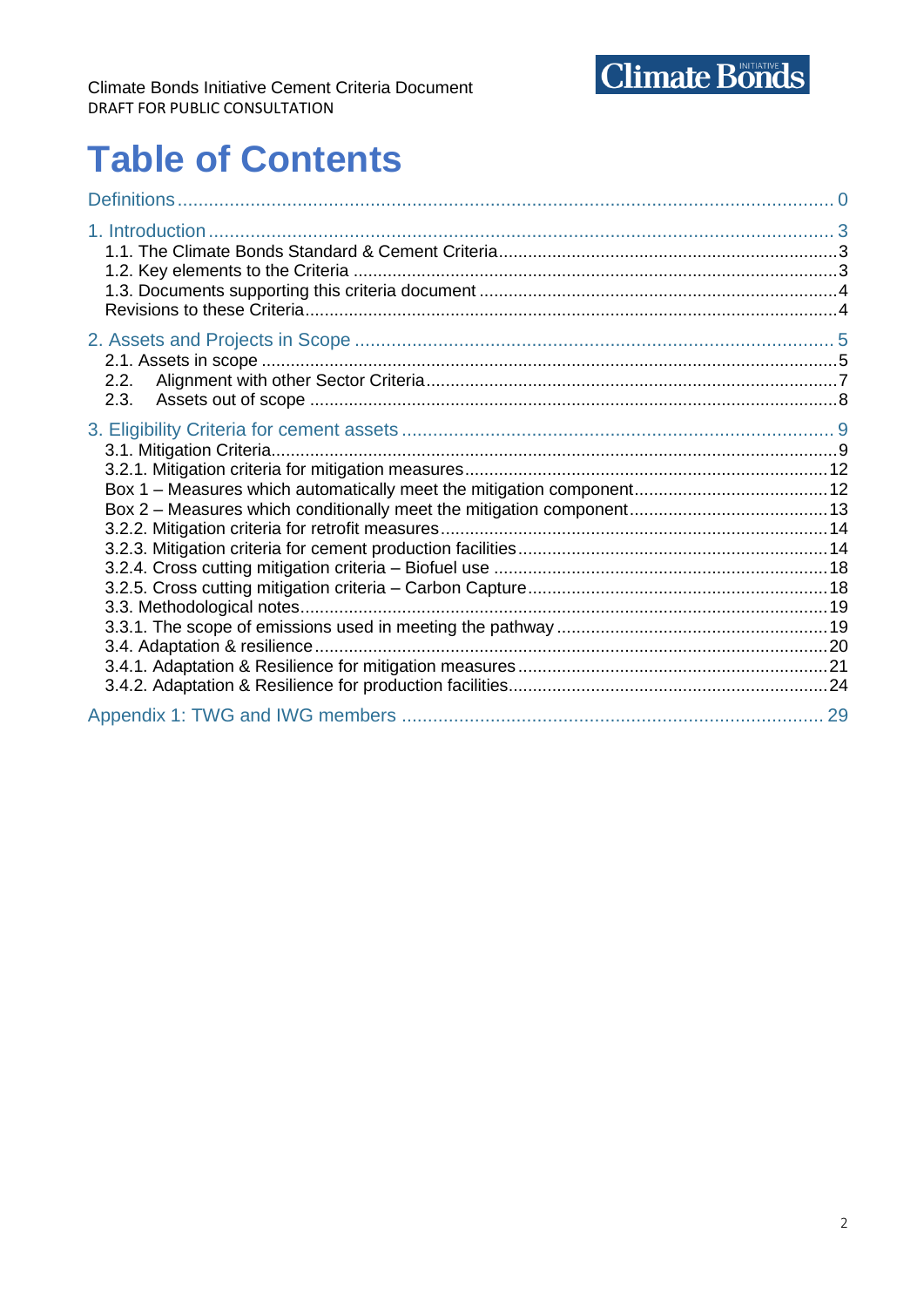# Table of Contents

Definitions ............................................................................................................... 0

1. Introduction ........................................................................................................... 3
   - 1.1. The Climate Bonds Standard & Cement Criteria ........................................................ 3
   - 1.2. Key elements to the Criteria ..................................................................................... 3
   - 1.3. Documents supporting this criteria document ............................................................ 4
   - Revisions to these Criteria ............................................................................................ 4

2. Assets and Projects in Scope .................................................................................. 5
   - 2.1. Assets in scope ......................................................................................................... 5
   - 2.2. Alignment with other Sector Criteria ......................................................................... 7
   - 2.3. Assets out of scope ................................................................................................... 8

3. Eligibility Criteria for cement assets ........................................................................ 9
   - 3.1. Mitigation Criteria ...................................................................................................... 9
   - 3.2.1. Mitigation criteria for mitigation measures ............................................................ 12
   - Box 1 – Measures which automatically meet the mitigation component ......................... 12
   - Box 2 – Measures which conditionally meet the mitigation component .......................... 13
   - 3.2.2. Mitigation criteria for retrofit measures ................................................................. 14
   - 3.2.3. Mitigation criteria for cement production facilities ................................................. 14
   - 3.2.4. Cross cutting mitigation criteria – Biofuel use ....................................................... 18
   - 3.2.5. Cross cutting mitigation criteria – Carbon Capture ................................................ 18
   - 3.3. Methodological notes ................................................................................................ 19
   - 3.3.1. The scope of emissions used in meeting the pathway ........................................... 19
   - 3.4. Adaptation & resilience ............................................................................................. 20
   - 3.4.1. Adaptation & Resilience for mitigation measures ................................................... 21
   - 3.4.2. Adaptation & Resilience for production facilities .................................................... 24

Appendix 1: TWG and IWG members ........................................................................... 29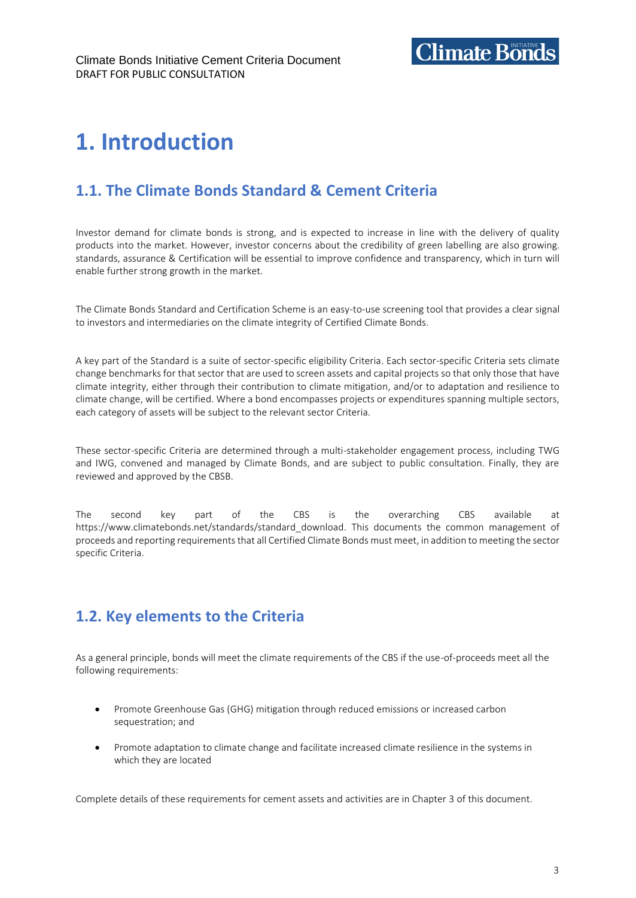# 1. Introduction

## 1.1. The Climate Bonds Standard & Cement Criteria

Investor demand for climate bonds is strong, and is expected to increase in line with the delivery of quality products into the market. However, investor concerns about the credibility of green labelling are also growing. standards, assurance & Certification will be essential to improve confidence and transparency, which in turn will enable further strong growth in the market.

The Climate Bonds Standard and Certification Scheme is an easy-to-use screening tool that provides a clear signal to investors and intermediaries on the climate integrity of Certified Climate Bonds.

A key part of the Standard is a suite of sector-specific eligibility Criteria. Each sector-specific Criteria sets climate change benchmarks for that sector that are used to screen assets and capital projects so that only those that have climate integrity, either through their contribution to climate mitigation, and/or to adaptation and resilience to climate change, will be certified. Where a bond encompasses projects or expenditures spanning multiple sectors, each category of assets will be subject to the relevant sector Criteria.

These sector-specific Criteria are determined through a multi-stakeholder engagement process, including TWG and IWG, convened and managed by Climate Bonds, and are subject to public consultation. Finally, they are reviewed and approved by the CBSB.

The second key part of the CBS is the overarching CBS available at https://www.climatebonds.net/standards/standard_download. This documents the common management of proceeds and reporting requirements that all Certified Climate Bonds must meet, in addition to meeting the sector specific Criteria.

## 1.2. Key elements to the Criteria

As a general principle, bonds will meet the climate requirements of the CBS if the use-of-proceeds meet all the following requirements:

- Promote Greenhouse Gas (GHG) mitigation through reduced emissions or increased carbon sequestration; and
- Promote adaptation to climate change and facilitate increased climate resilience in the systems in which they are located

Complete details of these requirements for cement assets and activities are in Chapter 3 of this document.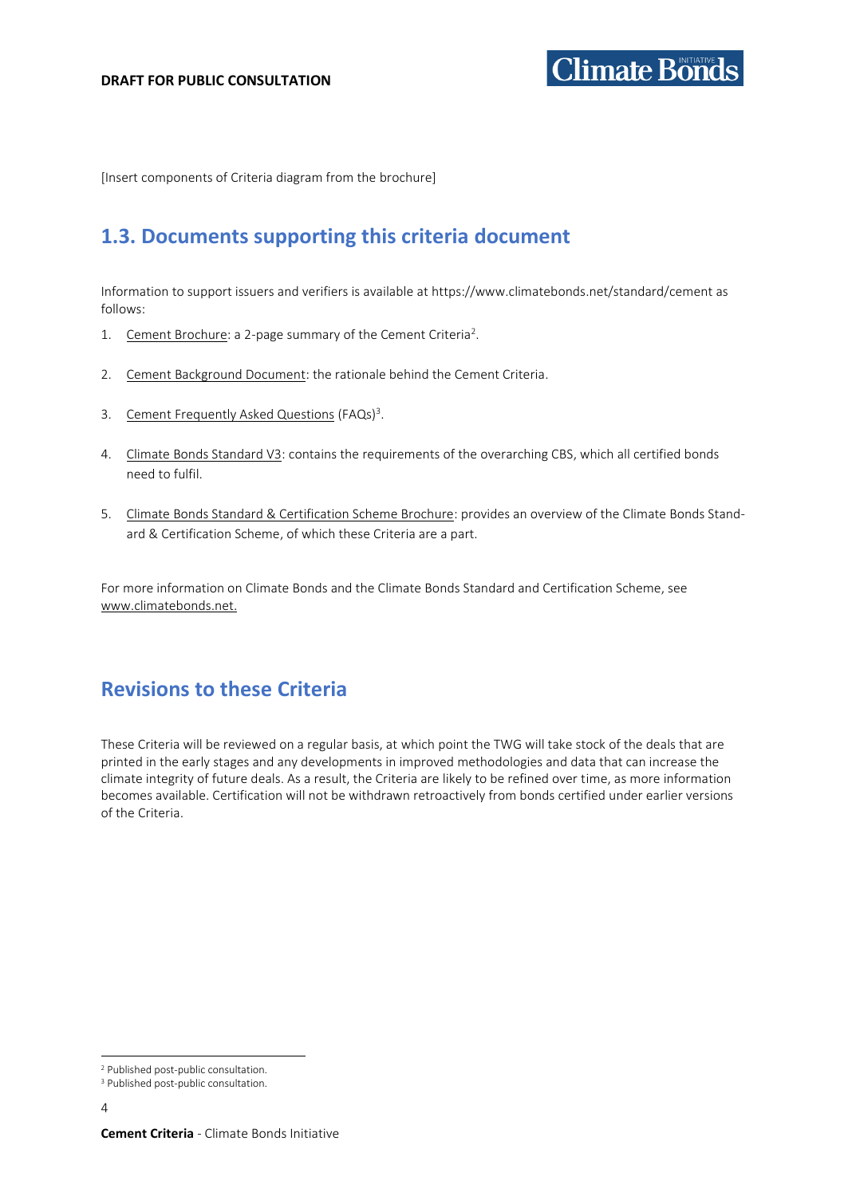[Insert components of Criteria diagram from the brochure]

## 1.3. Documents supporting this criteria document

Information to support issuers and verifiers is available at https://www.climatebonds.net/standard/cement as follows:

1. Cement Brochure: a 2-page summary of the Cement Criteria[2].
2. Cement Background Document: the rationale behind the Cement Criteria.
3. Cement Frequently Asked Questions (FAQs)[3].
4. Climate Bonds Standard V3: contains the requirements of the overarching CBS, which all certified bonds need to fulfil.
5. Climate Bonds Standard & Certification Scheme Brochure: provides an overview of the Climate Bonds Standard & Certification Scheme, of which these Criteria are a part.

For more information on Climate Bonds and the Climate Bonds Standard and Certification Scheme, see www.climatebonds.net.

## Revisions to these Criteria

These Criteria will be reviewed on a regular basis, at which point the TWG will take stock of the deals that are printed in the early stages and any developments in improved methodologies and data that can increase the climate integrity of future deals. As a result, the Criteria are likely to be refined over time, as more information becomes available. Certification will not be withdrawn retroactively from bonds certified under earlier versions of the Criteria.

[2] Published post-public consultation.

[3] Published post-public consultation.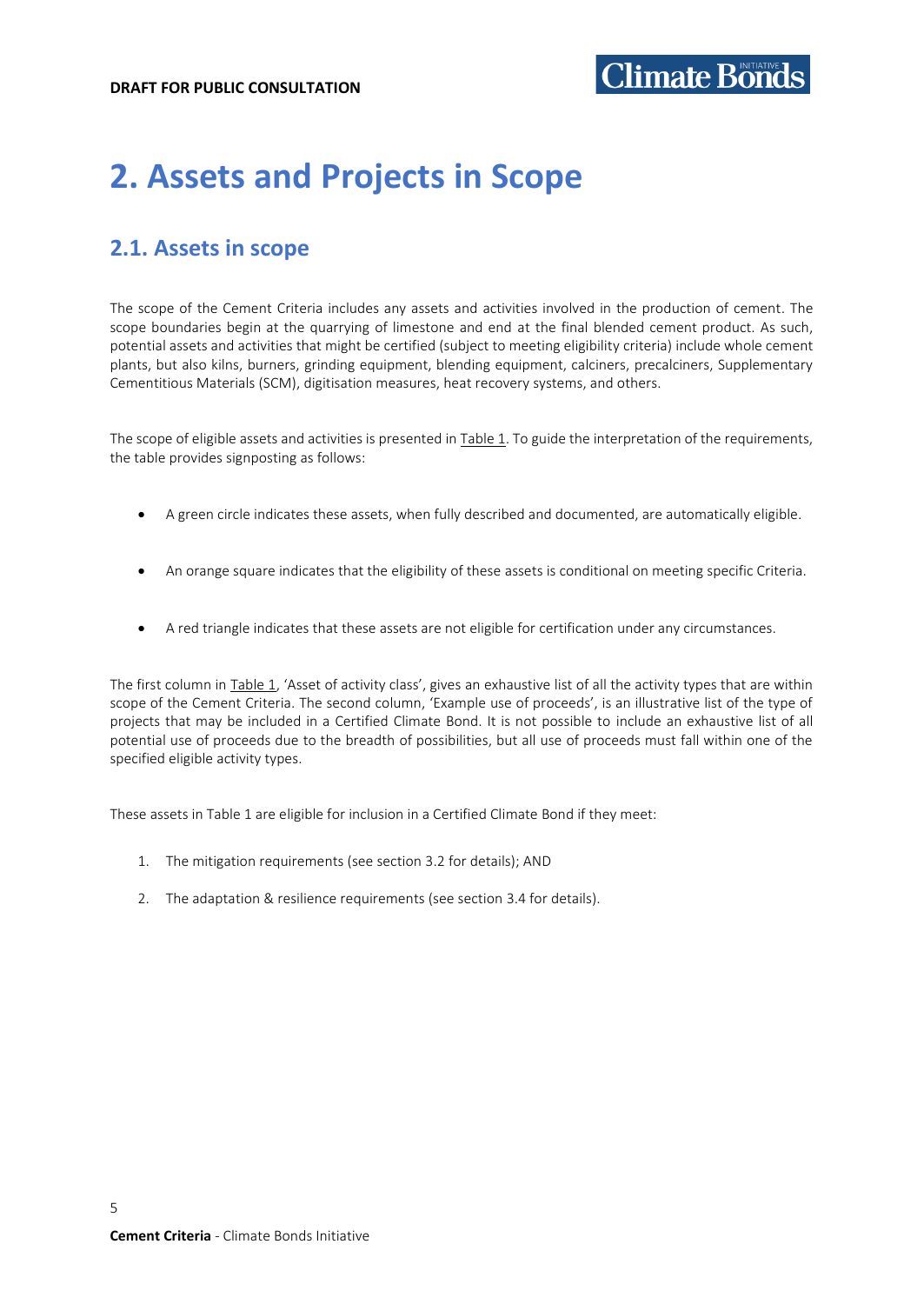# 2. Assets and Projects in Scope

## 2.1. Assets in scope

The scope of the Cement Criteria includes any assets and activities involved in the production of cement. The scope boundaries begin at the quarrying of limestone and end at the final blended cement product. As such, potential assets and activities that might be certified (subject to meeting eligibility criteria) include whole cement plants, but also kilns, burners, grinding equipment, blending equipment, calciners, precalciners, Supplementary Cementitious Materials (SCM), digitisation measures, heat recovery systems, and others.

The scope of eligible assets and activities is presented in Table 1. To guide the interpretation of the requirements, the table provides signposting as follows:

- A green circle indicates these assets, when fully described and documented, are automatically eligible.
- An orange square indicates that the eligibility of these assets is conditional on meeting specific Criteria.
- A red triangle indicates that these assets are not eligible for certification under any circumstances.

The first column in Table 1, 'Asset of activity class', gives an exhaustive list of all the activity types that are within scope of the Cement Criteria. The second column, 'Example use of proceeds', is an illustrative list of the type of projects that may be included in a Certified Climate Bond. It is not possible to include an exhaustive list of all potential use of proceeds due to the breadth of possibilities, but all use of proceeds must fall within one of the specified eligible activity types.

These assets in Table 1 are eligible for inclusion in a Certified Climate Bond if they meet:

1. The mitigation requirements (see section 3.2 for details); AND
2. The adaptation & resilience requirements (see section 3.4 for details).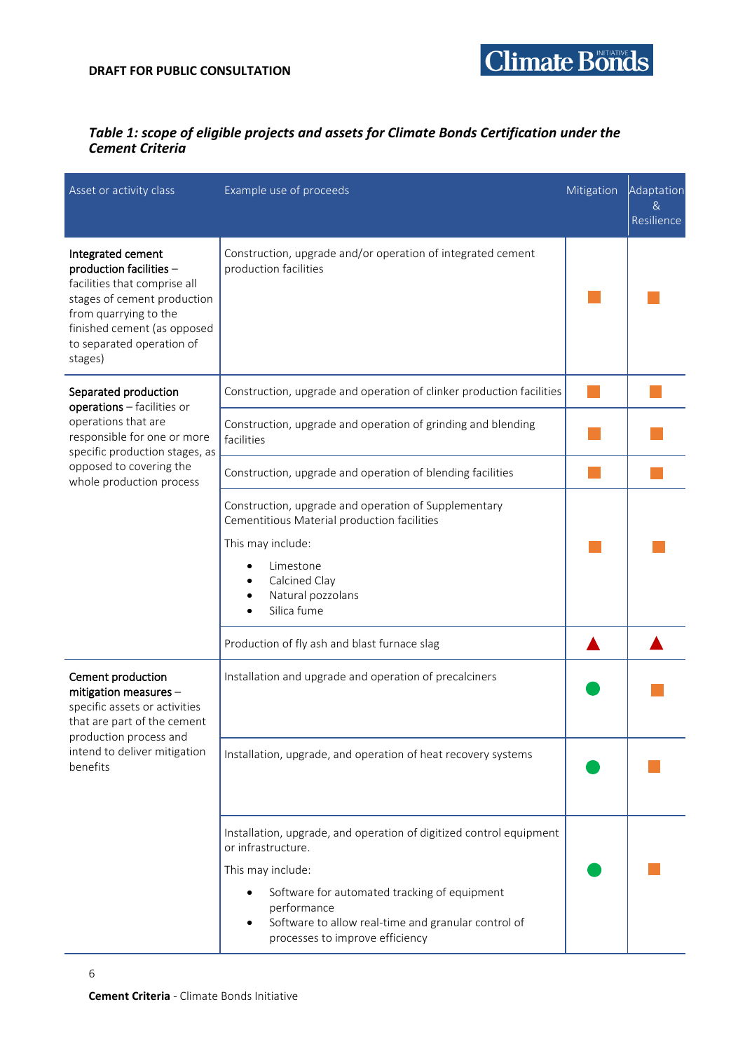*Table 1: scope of eligible projects and assets for Climate Bonds Certification under the Cement Criteria*

| Asset or activity class | Example use of proceeds | Mitigation | Adaptation & Resilience |
|---|---|---|---|
| **Integrated cement production facilities** – facilities that comprise all stages of cement production from quarrying to the finished cement (as opposed to separated operation of stages) | Construction, upgrade and/or operation of integrated cement production facilities | ■ | ■ |
| **Separated production operations** – facilities or operations that are responsible for one or more specific production stages, as opposed to covering the whole production process | Construction, upgrade and operation of clinker production facilities | ■ | ■ |
| | Construction, upgrade and operation of grinding and blending facilities | ■ | ■ |
| | Construction, upgrade and operation of blending facilities | ■ | ■ |
| | Construction, upgrade and operation of Supplementary Cementitious Material production facilities<br><br>This may include:<br>• Limestone<br>• Calcined Clay<br>• Natural pozzolans<br>• Silica fume | ■ | ■ |
| | Production of fly ash and blast furnace slag | ▲ | ▲ |
| **Cement production mitigation measures** – specific assets or activities that are part of the cement production process and intend to deliver mitigation benefits | Installation and upgrade and operation of precalciners | ● | ■ |
| | Installation, upgrade, and operation of heat recovery systems | ● | ■ |
| | Installation, upgrade, and operation of digitized control equipment or infrastructure.<br><br>This may include:<br>• Software for automated tracking of equipment performance<br>• Software to allow real-time and granular control of processes to improve efficiency | ● | ■ |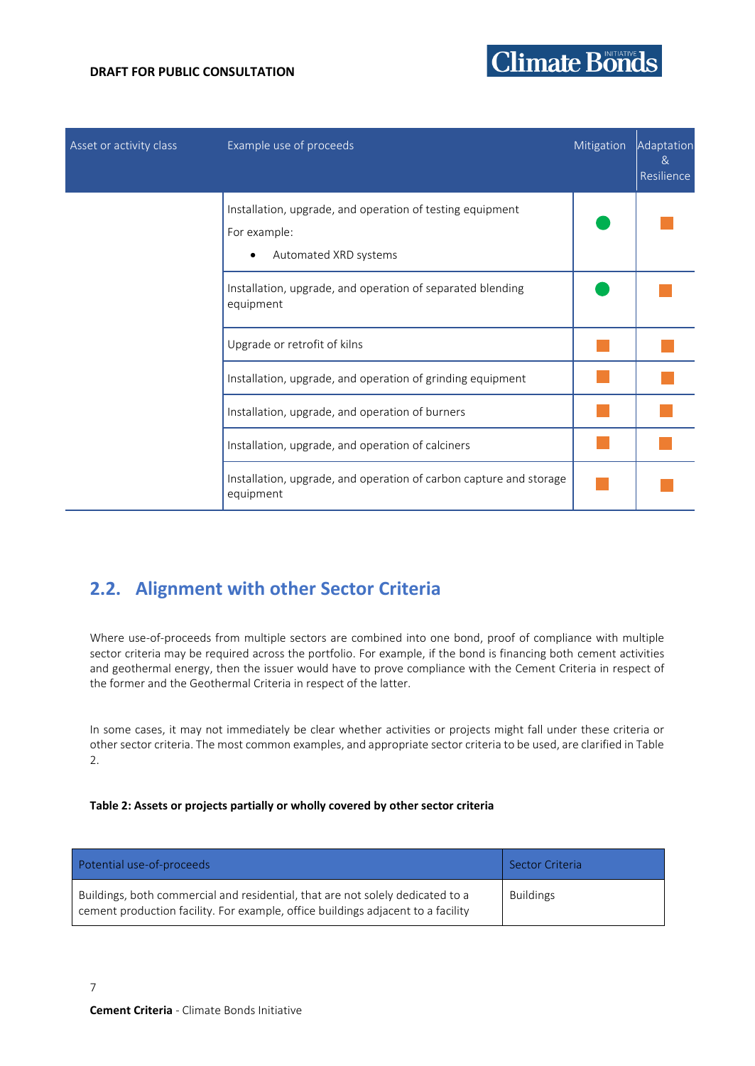| Asset or activity class | Example use of proceeds | Mitigation | Adaptation & Resilience |
|---|---|---|---|
| | Installation, upgrade, and operation of testing equipment<br>For example:<br>• Automated XRD systems | ● | ■ |
| | Installation, upgrade, and operation of separated blending equipment | ● | ■ |
| | Upgrade or retrofit of kilns | ■ | ■ |
| | Installation, upgrade, and operation of grinding equipment | ■ | ■ |
| | Installation, upgrade, and operation of burners | ■ | ■ |
| | Installation, upgrade, and operation of calciners | ■ | ■ |
| | Installation, upgrade, and operation of carbon capture and storage equipment | ■ | ■ |

## 2.2. Alignment with other Sector Criteria

Where use-of-proceeds from multiple sectors are combined into one bond, proof of compliance with multiple sector criteria may be required across the portfolio. For example, if the bond is financing both cement activities and geothermal energy, then the issuer would have to prove compliance with the Cement Criteria in respect of the former and the Geothermal Criteria in respect of the latter.

In some cases, it may not immediately be clear whether activities or projects might fall under these criteria or other sector criteria. The most common examples, and appropriate sector criteria to be used, are clarified in Table 2.

**Table 2: Assets or projects partially or wholly covered by other sector criteria**

| Potential use-of-proceeds | Sector Criteria |
|---|---|
| Buildings, both commercial and residential, that are not solely dedicated to a cement production facility. For example, office buildings adjacent to a facility | Buildings |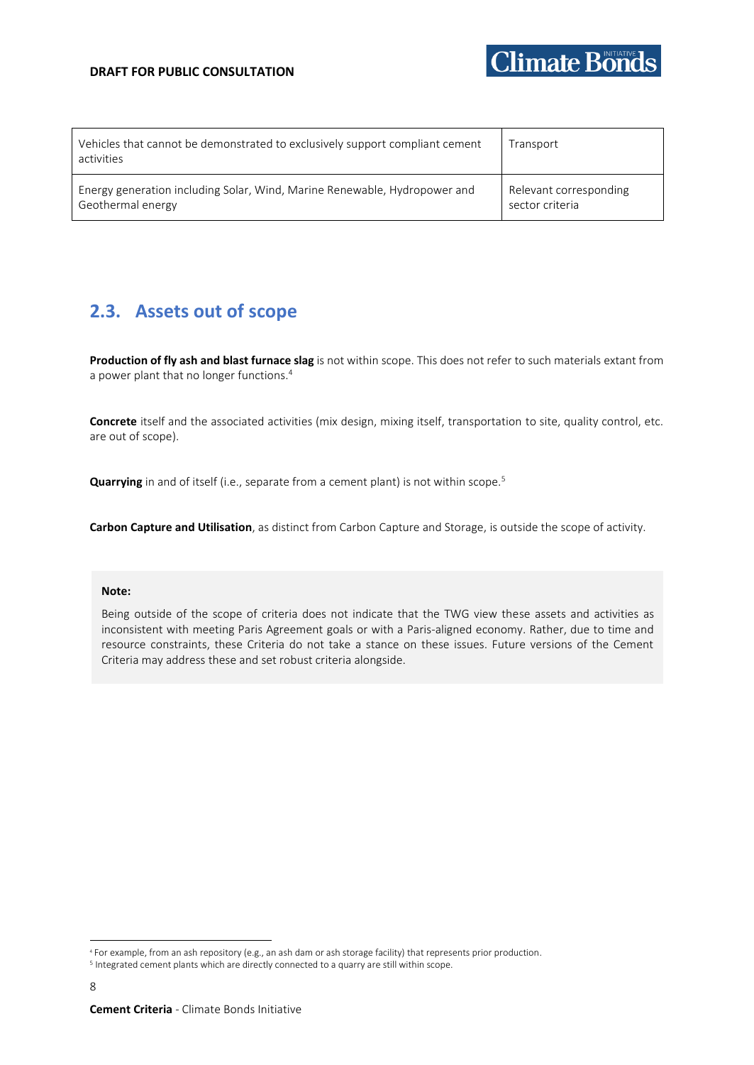| | |
|---|---|
| Vehicles that cannot be demonstrated to exclusively support compliant cement activities | Transport |
| Energy generation including Solar, Wind, Marine Renewable, Hydropower and Geothermal energy | Relevant corresponding sector criteria |

## 2.3. Assets out of scope

**Production of fly ash and blast furnace slag** is not within scope. This does not refer to such materials extant from a power plant that no longer functions.[4]

**Concrete** itself and the associated activities (mix design, mixing itself, transportation to site, quality control, etc. are out of scope).

**Quarrying** in and of itself (i.e., separate from a cement plant) is not within scope.[5]

**Carbon Capture and Utilisation**, as distinct from Carbon Capture and Storage, is outside the scope of activity.

**Note:**

Being outside of the scope of criteria does not indicate that the TWG view these assets and activities as inconsistent with meeting Paris Agreement goals or with a Paris-aligned economy. Rather, due to time and resource constraints, these Criteria do not take a stance on these issues. Future versions of the Cement Criteria may address these and set robust criteria alongside.

[4] For example, from an ash repository (e.g., an ash dam or ash storage facility) that represents prior production.

[5] Integrated cement plants which are directly connected to a quarry are still within scope.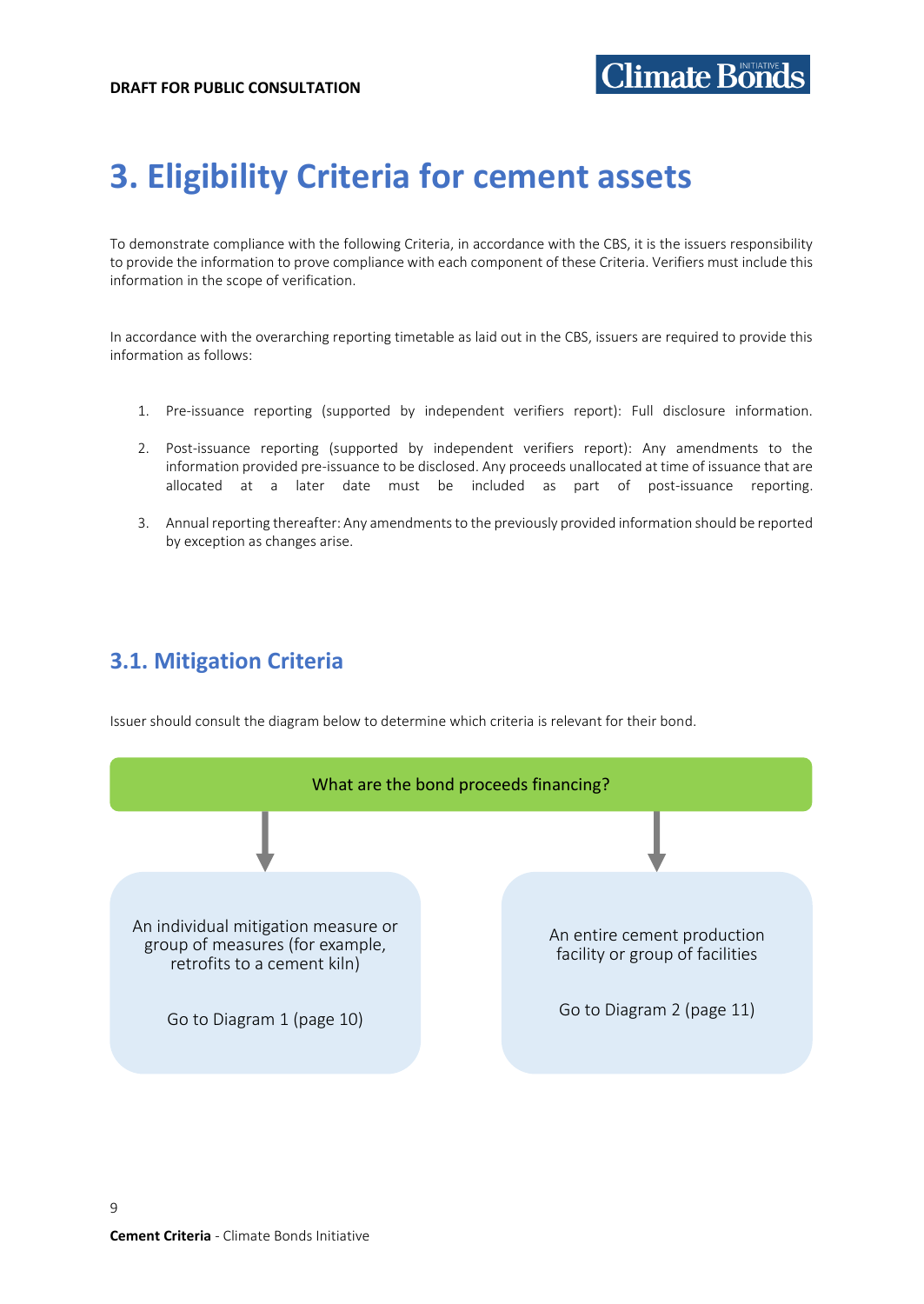# 3. Eligibility Criteria for cement assets

To demonstrate compliance with the following Criteria, in accordance with the CBS, it is the issuers responsibility to provide the information to prove compliance with each component of these Criteria. Verifiers must include this information in the scope of verification.

In accordance with the overarching reporting timetable as laid out in the CBS, issuers are required to provide this information as follows:

1. Pre-issuance reporting (supported by independent verifiers report): Full disclosure information.
2. Post-issuance reporting (supported by independent verifiers report): Any amendments to the information provided pre-issuance to be disclosed. Any proceeds unallocated at time of issuance that are allocated at a later date must be included as part of post-issuance reporting.
3. Annual reporting thereafter: Any amendments to the previously provided information should be reported by exception as changes arise.

## 3.1. Mitigation Criteria

Issuer should consult the diagram below to determine which criteria is relevant for their bond.

What are the bond proceeds financing?

An individual mitigation measure or group of measures (for example, retrofits to a cement kiln)

Go to Diagram 1 (page 10)

An entire cement production facility or group of facilities

Go to Diagram 2 (page 11)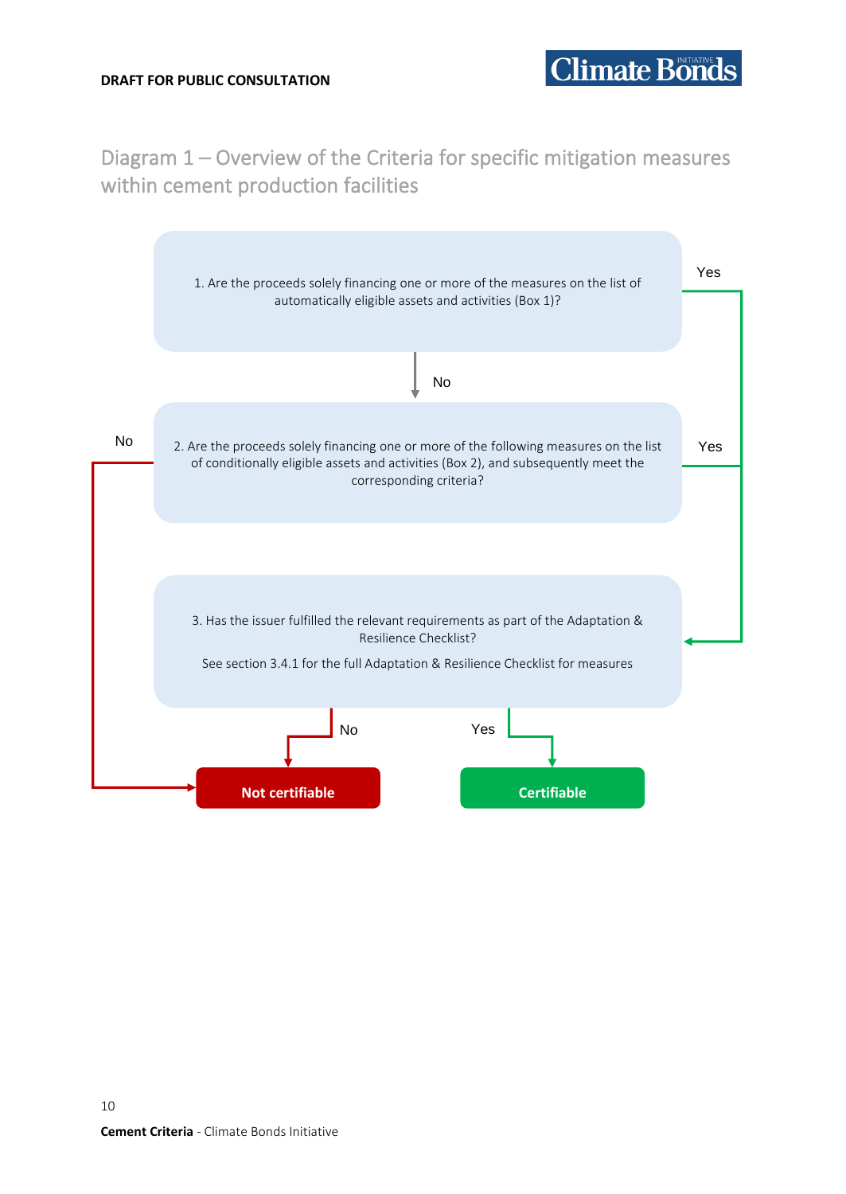## Diagram 1 – Overview of the Criteria for specific mitigation measures within cement production facilities

1. Are the proceeds solely financing one or more of the measures on the list of automatically eligible assets and activities (Box 1)?

Yes

No

2. Are the proceeds solely financing one or more of the following measures on the list of conditionally eligible assets and activities (Box 2), and subsequently meet the corresponding criteria?

Yes

No

3. Has the issuer fulfilled the relevant requirements as part of the Adaptation & Resilience Checklist?

See section 3.4.1 for the full Adaptation & Resilience Checklist for measures

No

Yes

Not certifiable

Certifiable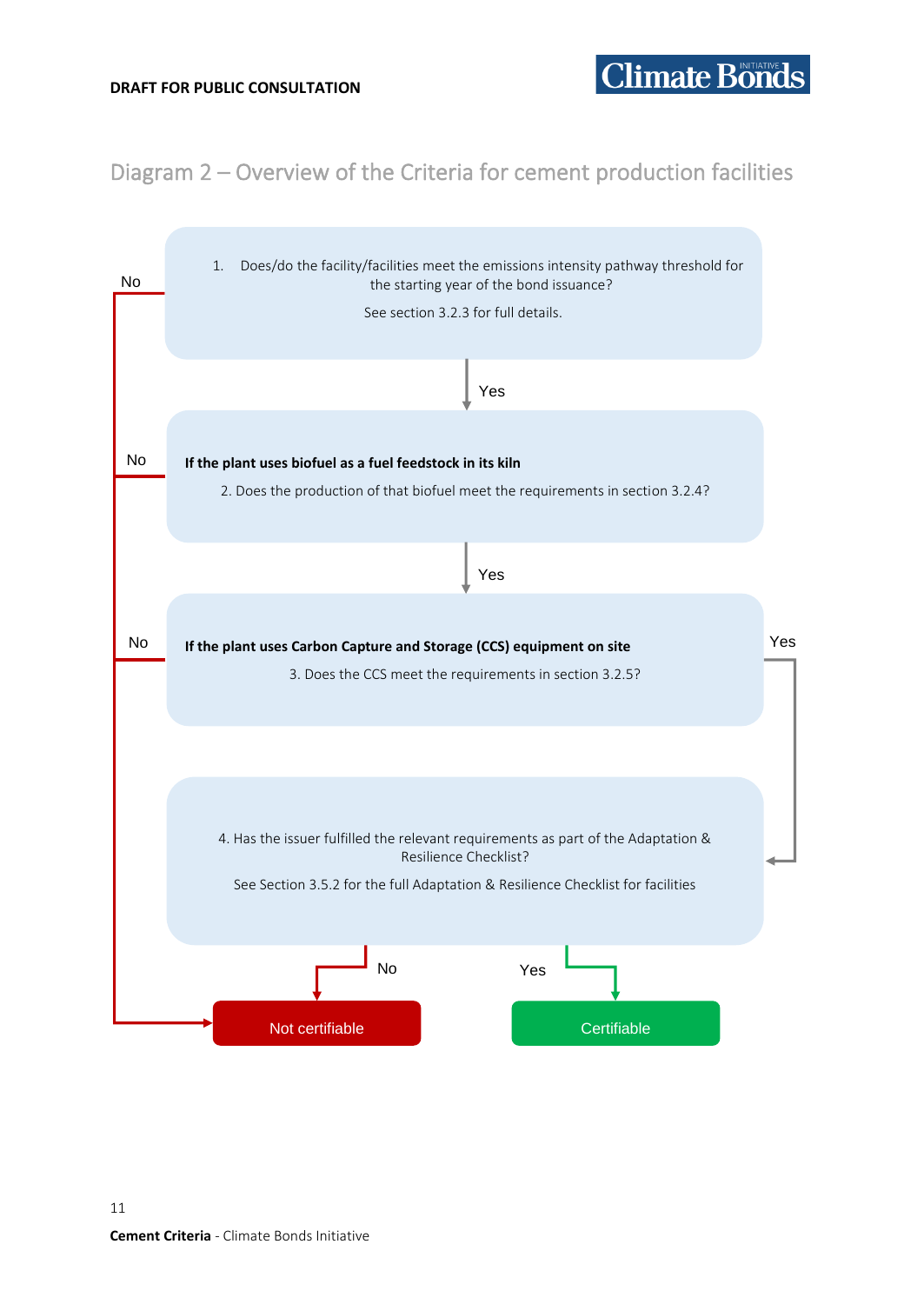## Diagram 2 – Overview of the Criteria for cement production facilities

1. Does/do the facility/facilities meet the emissions intensity pathway threshold for the starting year of the bond issuance?

See section 3.2.3 for full details.

No

Yes

**If the plant uses biofuel as a fuel feedstock in its kiln**

2. Does the production of that biofuel meet the requirements in section 3.2.4?

No

Yes

**If the plant uses Carbon Capture and Storage (CCS) equipment on site**

3. Does the CCS meet the requirements in section 3.2.5?

No

Yes

4. Has the issuer fulfilled the relevant requirements as part of the Adaptation & Resilience Checklist?

See Section 3.5.2 for the full Adaptation & Resilience Checklist for facilities

No

Yes

Not certifiable

Certifiable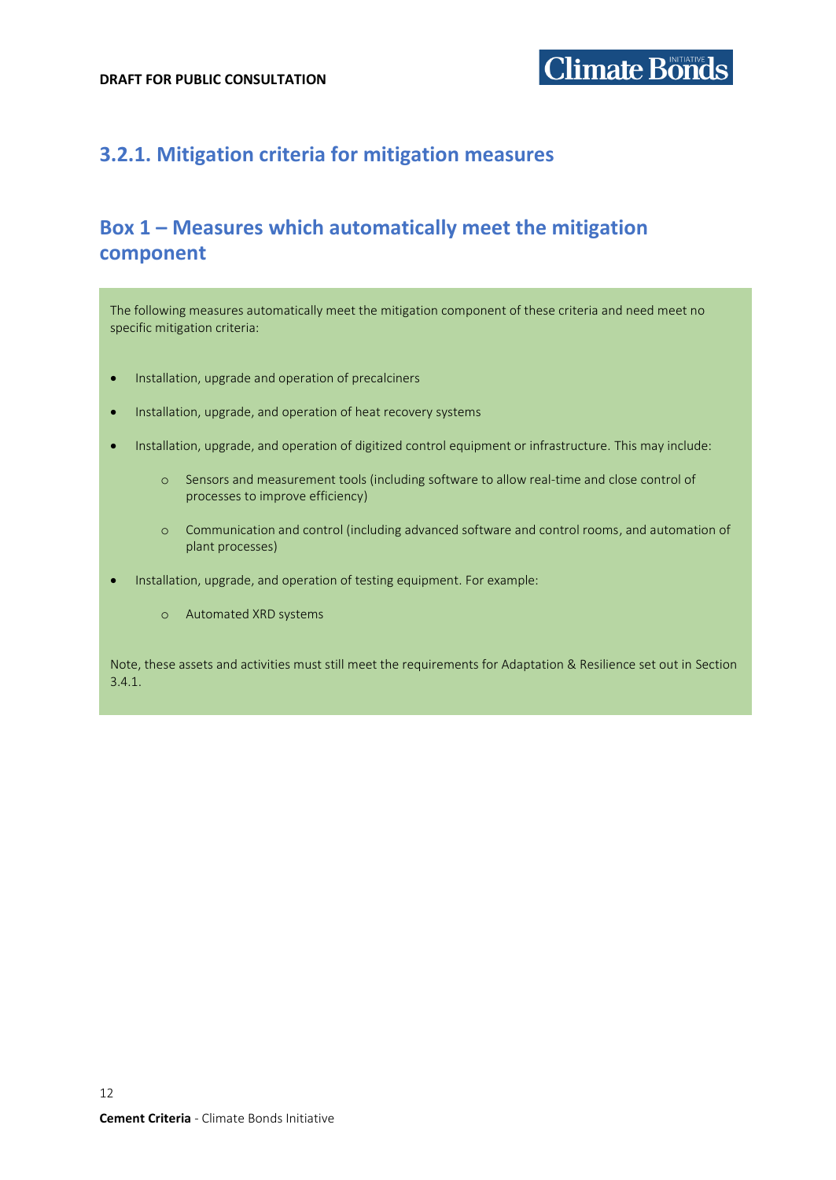### 3.2.1. Mitigation criteria for mitigation measures

### Box 1 – Measures which automatically meet the mitigation component

The following measures automatically meet the mitigation component of these criteria and need meet no specific mitigation criteria:

- Installation, upgrade and operation of precalciners
- Installation, upgrade, and operation of heat recovery systems
- Installation, upgrade, and operation of digitized control equipment or infrastructure. This may include:
  - Sensors and measurement tools (including software to allow real-time and close control of processes to improve efficiency)
  - Communication and control (including advanced software and control rooms, and automation of plant processes)
- Installation, upgrade, and operation of testing equipment. For example:
  - Automated XRD systems

Note, these assets and activities must still meet the requirements for Adaptation & Resilience set out in Section 3.4.1.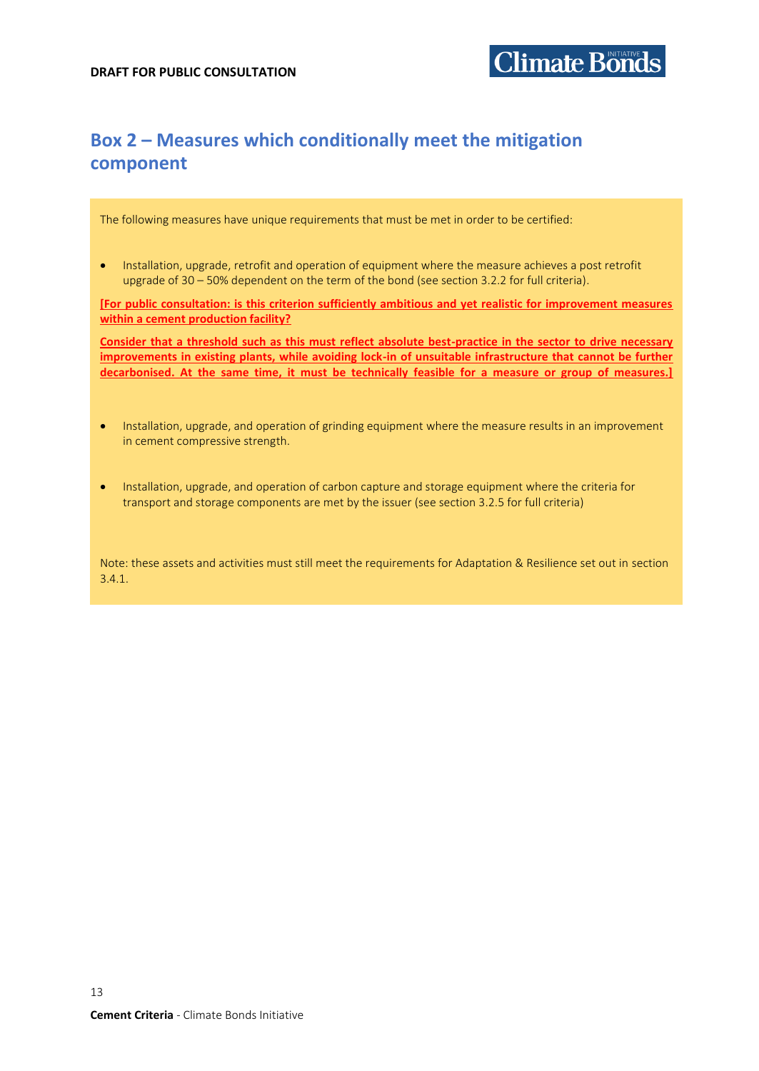## Box 2 – Measures which conditionally meet the mitigation component

The following measures have unique requirements that must be met in order to be certified:

- Installation, upgrade, retrofit and operation of equipment where the measure achieves a post retrofit upgrade of 30 – 50% dependent on the term of the bond (see section 3.2.2 for full criteria).

**[For public consultation: is this criterion sufficiently ambitious and yet realistic for improvement measures within a cement production facility?**

**Consider that a threshold such as this must reflect absolute best-practice in the sector to drive necessary improvements in existing plants, while avoiding lock-in of unsuitable infrastructure that cannot be further decarbonised. At the same time, it must be technically feasible for a measure or group of measures.]**

- Installation, upgrade, and operation of grinding equipment where the measure results in an improvement in cement compressive strength.

- Installation, upgrade, and operation of carbon capture and storage equipment where the criteria for transport and storage components are met by the issuer (see section 3.2.5 for full criteria)

Note: these assets and activities must still meet the requirements for Adaptation & Resilience set out in section 3.4.1.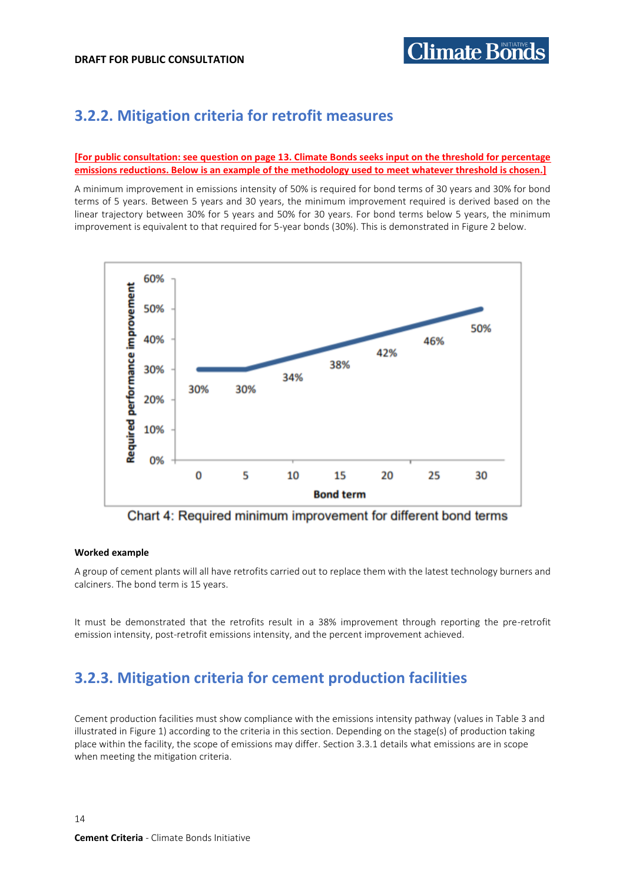## 3.2.2. Mitigation criteria for retrofit measures

**[For public consultation: see question on page 13. Climate Bonds seeks input on the threshold for percentage emissions reductions. Below is an example of the methodology used to meet whatever threshold is chosen.]**

A minimum improvement in emissions intensity of 50% is required for bond terms of 30 years and 30% for bond terms of 5 years. Between 5 years and 30 years, the minimum improvement required is derived based on the linear trajectory between 30% for 5 years and 50% for 30 years. For bond terms below 5 years, the minimum improvement is equivalent to that required for 5-year bonds (30%). This is demonstrated in Figure 2 below.

Required performance improvement

60%
50%
40%
30%
20%
10%
0%

30%
30%
34%
38%
42%
46%
50%

0
5
10
15
20
25
30

Bond term

Chart 4: Required minimum improvement for different bond terms

**Worked example**

A group of cement plants will all have retrofits carried out to replace them with the latest technology burners and calciners. The bond term is 15 years.

It must be demonstrated that the retrofits result in a 38% improvement through reporting the pre-retrofit emission intensity, post-retrofit emissions intensity, and the percent improvement achieved.

## 3.2.3. Mitigation criteria for cement production facilities

Cement production facilities must show compliance with the emissions intensity pathway (values in Table 3 and illustrated in Figure 1) according to the criteria in this section. Depending on the stage(s) of production taking place within the facility, the scope of emissions may differ. Section 3.3.1 details what emissions are in scope when meeting the mitigation criteria.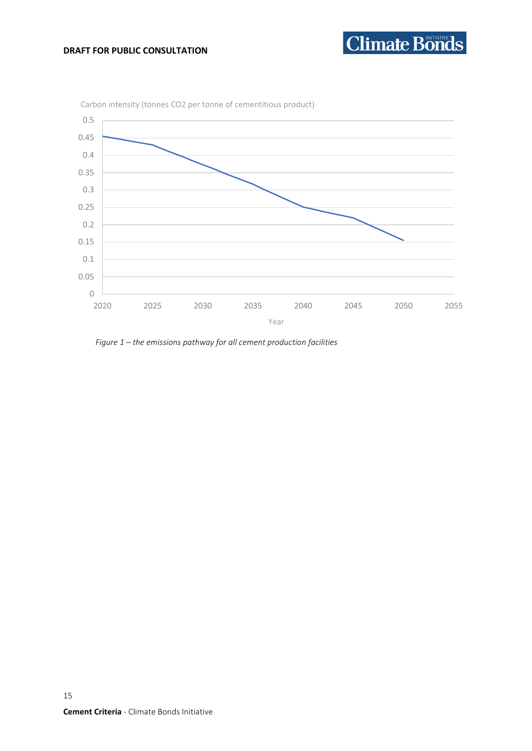Carbon intensity (tonnes CO2 per tonne of cementitious product)

0.5
0.45
0.4
0.35
0.3
0.25
0.2
0.15
0.1
0.05
0

2020 2025 2030 2035 2040 2045 2050 2055

Year

*Figure 1 – the emissions pathway for all cement production facilities*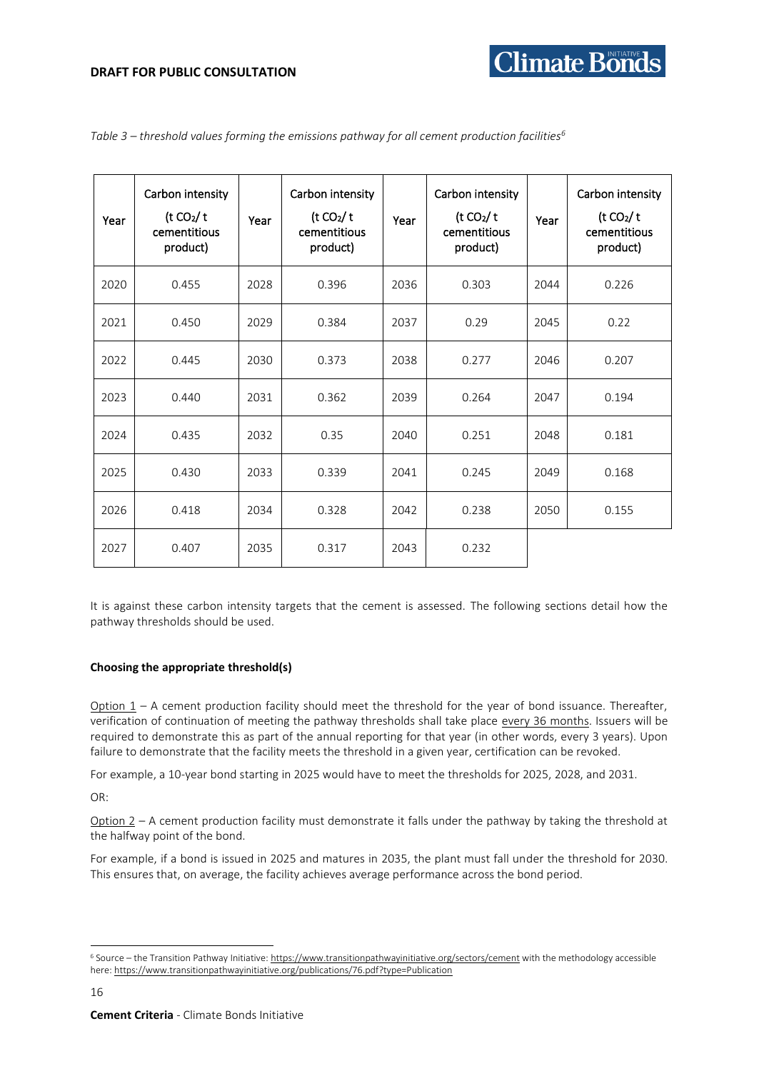*Table 3 – threshold values forming the emissions pathway for all cement production facilities[6]*

| Year | Carbon intensity ($t\ CO_2$/ t cementitious product) | Year | Carbon intensity ($t\ CO_2$/ t cementitious product) | Year | Carbon intensity ($t\ CO_2$/ t cementitious product) | Year | Carbon intensity ($t\ CO_2$/ t cementitious product) |
|---|---|---|---|---|---|---|---|
| 2020 | 0.455 | 2028 | 0.396 | 2036 | 0.303 | 2044 | 0.226 |
| 2021 | 0.450 | 2029 | 0.384 | 2037 | 0.29 | 2045 | 0.22 |
| 2022 | 0.445 | 2030 | 0.373 | 2038 | 0.277 | 2046 | 0.207 |
| 2023 | 0.440 | 2031 | 0.362 | 2039 | 0.264 | 2047 | 0.194 |
| 2024 | 0.435 | 2032 | 0.35 | 2040 | 0.251 | 2048 | 0.181 |
| 2025 | 0.430 | 2033 | 0.339 | 2041 | 0.245 | 2049 | 0.168 |
| 2026 | 0.418 | 2034 | 0.328 | 2042 | 0.238 | 2050 | 0.155 |
| 2027 | 0.407 | 2035 | 0.317 | 2043 | 0.232 | | |

It is against these carbon intensity targets that the cement is assessed. The following sections detail how the pathway thresholds should be used.

**Choosing the appropriate threshold(s)**

Option 1 – A cement production facility should meet the threshold for the year of bond issuance. Thereafter, verification of continuation of meeting the pathway thresholds shall take place every 36 months. Issuers will be required to demonstrate this as part of the annual reporting for that year (in other words, every 3 years). Upon failure to demonstrate that the facility meets the threshold in a given year, certification can be revoked.

For example, a 10-year bond starting in 2025 would have to meet the thresholds for 2025, 2028, and 2031.

OR:

Option 2 – A cement production facility must demonstrate it falls under the pathway by taking the threshold at the halfway point of the bond.

For example, if a bond is issued in 2025 and matures in 2035, the plant must fall under the threshold for 2030. This ensures that, on average, the facility achieves average performance across the bond period.

[6] Source – the Transition Pathway Initiative: https://www.transitionpathwayinitiative.org/sectors/cement with the methodology accessible here: https://www.transitionpathwayinitiative.org/publications/76.pdf?type=Publication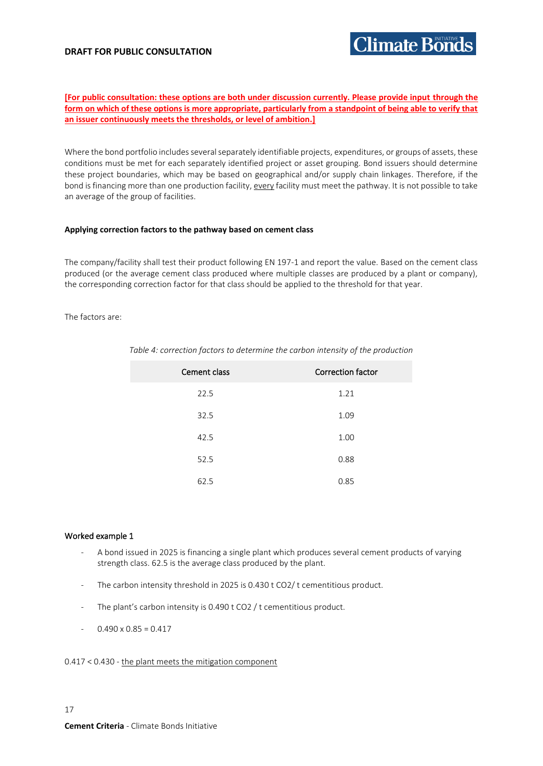**[For public consultation: these options are both under discussion currently. Please provide input through the form on which of these options is more appropriate, particularly from a standpoint of being able to verify that an issuer continuously meets the thresholds, or level of ambition.]**

Where the bond portfolio includes several separately identifiable projects, expenditures, or groups of assets, these conditions must be met for each separately identified project or asset grouping. Bond issuers should determine these project boundaries, which may be based on geographical and/or supply chain linkages. Therefore, if the bond is financing more than one production facility, every facility must meet the pathway. It is not possible to take an average of the group of facilities.

**Applying correction factors to the pathway based on cement class**

The company/facility shall test their product following EN 197-1 and report the value. Based on the cement class produced (or the average cement class produced where multiple classes are produced by a plant or company), the corresponding correction factor for that class should be applied to the threshold for that year.

The factors are:

*Table 4: correction factors to determine the carbon intensity of the production*

| Cement class | Correction factor |
|---|---|
| 22.5 | 1.21 |
| 32.5 | 1.09 |
| 42.5 | 1.00 |
| 52.5 | 0.88 |
| 62.5 | 0.85 |

Worked example 1

- A bond issued in 2025 is financing a single plant which produces several cement products of varying strength class. 62.5 is the average class produced by the plant.
- The carbon intensity threshold in 2025 is 0.430 t $CO_2$/ t cementitious product.
- The plant's carbon intensity is 0.490 t $CO_2$ / t cementitious product.
- $0.490 \times 0.85 = 0.417$

$0.417 < 0.430$ - the plant meets the mitigation component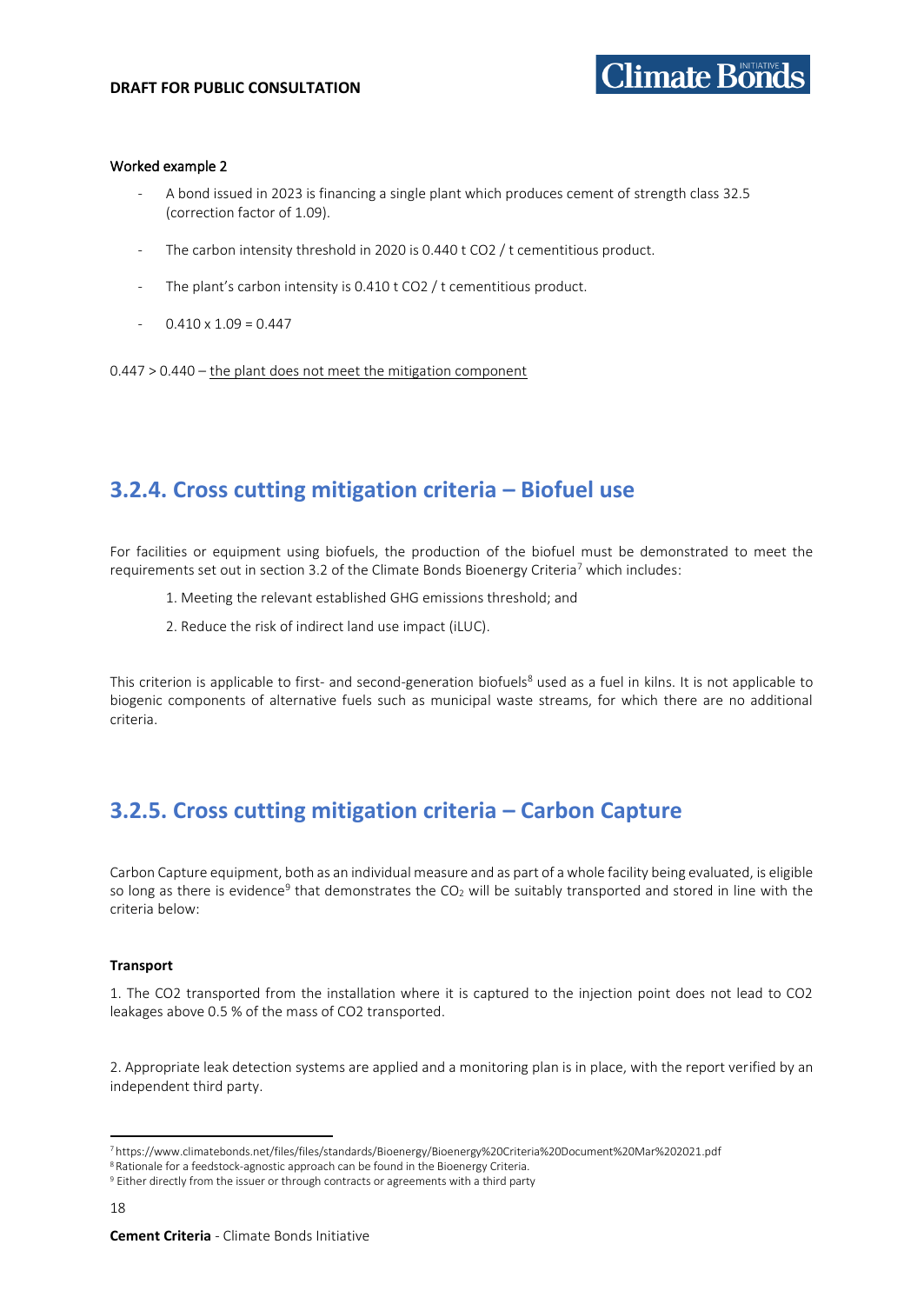#### Worked example 2

- A bond issued in 2023 is financing a single plant which produces cement of strength class 32.5 (correction factor of 1.09).
- The carbon intensity threshold in 2020 is 0.440 t $CO_2$ / t cementitious product.
- The plant's carbon intensity is 0.410 t $CO_2$ / t cementitious product.
- 0.410 x 1.09 = 0.447

0.447 > 0.440 – the plant does not meet the mitigation component

## 3.2.4. Cross cutting mitigation criteria – Biofuel use

For facilities or equipment using biofuels, the production of the biofuel must be demonstrated to meet the requirements set out in section 3.2 of the Climate Bonds Bioenergy Criteria[7] which includes:

1. Meeting the relevant established GHG emissions threshold; and
2. Reduce the risk of indirect land use impact (iLUC).

This criterion is applicable to first- and second-generation biofuels[8] used as a fuel in kilns. It is not applicable to biogenic components of alternative fuels such as municipal waste streams, for which there are no additional criteria.

## 3.2.5. Cross cutting mitigation criteria – Carbon Capture

Carbon Capture equipment, both as an individual measure and as part of a whole facility being evaluated, is eligible so long as there is evidence[9] that demonstrates the $CO_2$ will be suitably transported and stored in line with the criteria below:

**Transport**

1. The $CO_2$ transported from the installation where it is captured to the injection point does not lead to $CO_2$ leakages above 0.5 % of the mass of $CO_2$ transported.

2. Appropriate leak detection systems are applied and a monitoring plan is in place, with the report verified by an independent third party.

---

[7] https://www.climatebonds.net/files/files/standards/Bioenergy/Bioenergy%20Criteria%20Document%20Mar%202021.pdf

[8] Rationale for a feedstock-agnostic approach can be found in the Bioenergy Criteria.

[9] Either directly from the issuer or through contracts or agreements with a third party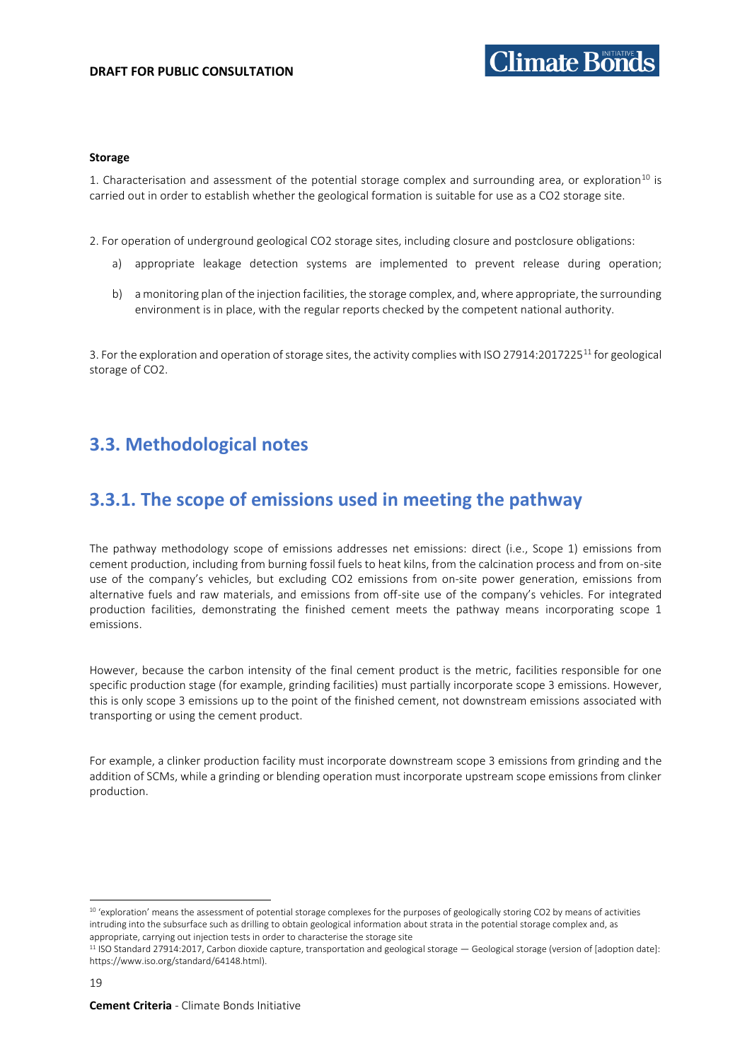**Storage**

1. Characterisation and assessment of the potential storage complex and surrounding area, or exploration[10] is carried out in order to establish whether the geological formation is suitable for use as a $CO_2$ storage site.

2. For operation of underground geological $CO_2$ storage sites, including closure and postclosure obligations:

   a) appropriate leakage detection systems are implemented to prevent release during operation;

   b) a monitoring plan of the injection facilities, the storage complex, and, where appropriate, the surrounding environment is in place, with the regular reports checked by the competent national authority.

3. For the exploration and operation of storage sites, the activity complies with ISO 27914:2017225[11] for geological storage of $CO_2$.

## 3.3. Methodological notes

## 3.3.1. The scope of emissions used in meeting the pathway

The pathway methodology scope of emissions addresses net emissions: direct (i.e., Scope 1) emissions from cement production, including from burning fossil fuels to heat kilns, from the calcination process and from on-site use of the company's vehicles, but excluding $CO_2$ emissions from on-site power generation, emissions from alternative fuels and raw materials, and emissions from off-site use of the company's vehicles. For integrated production facilities, demonstrating the finished cement meets the pathway means incorporating scope 1 emissions.

However, because the carbon intensity of the final cement product is the metric, facilities responsible for one specific production stage (for example, grinding facilities) must partially incorporate scope 3 emissions. However, this is only scope 3 emissions up to the point of the finished cement, not downstream emissions associated with transporting or using the cement product.

For example, a clinker production facility must incorporate downstream scope 3 emissions from grinding and the addition of SCMs, while a grinding or blending operation must incorporate upstream scope emissions from clinker production.

[10] 'exploration' means the assessment of potential storage complexes for the purposes of geologically storing $CO_2$ by means of activities intruding into the subsurface such as drilling to obtain geological information about strata in the potential storage complex and, as appropriate, carrying out injection tests in order to characterise the storage site

[11] ISO Standard 27914:2017, Carbon dioxide capture, transportation and geological storage — Geological storage (version of [adoption date]: https://www.iso.org/standard/64148.html).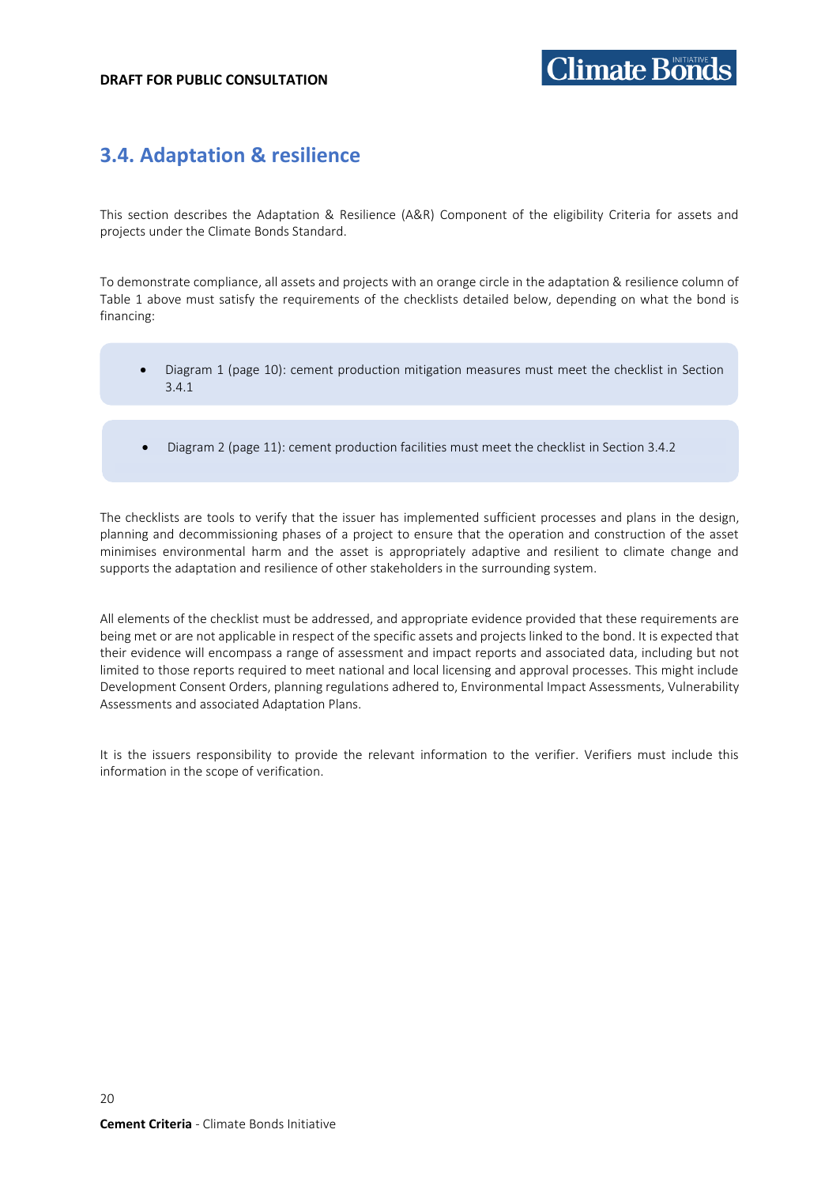## 3.4. Adaptation & resilience

This section describes the Adaptation & Resilience (A&R) Component of the eligibility Criteria for assets and projects under the Climate Bonds Standard.

To demonstrate compliance, all assets and projects with an orange circle in the adaptation & resilience column of Table 1 above must satisfy the requirements of the checklists detailed below, depending on what the bond is financing:

- Diagram 1 (page 10): cement production mitigation measures must meet the checklist in Section 3.4.1

- Diagram 2 (page 11): cement production facilities must meet the checklist in Section 3.4.2

The checklists are tools to verify that the issuer has implemented sufficient processes and plans in the design, planning and decommissioning phases of a project to ensure that the operation and construction of the asset minimises environmental harm and the asset is appropriately adaptive and resilient to climate change and supports the adaptation and resilience of other stakeholders in the surrounding system.

All elements of the checklist must be addressed, and appropriate evidence provided that these requirements are being met or are not applicable in respect of the specific assets and projects linked to the bond. It is expected that their evidence will encompass a range of assessment and impact reports and associated data, including but not limited to those reports required to meet national and local licensing and approval processes. This might include Development Consent Orders, planning regulations adhered to, Environmental Impact Assessments, Vulnerability Assessments and associated Adaptation Plans.

It is the issuers responsibility to provide the relevant information to the verifier. Verifiers must include this information in the scope of verification.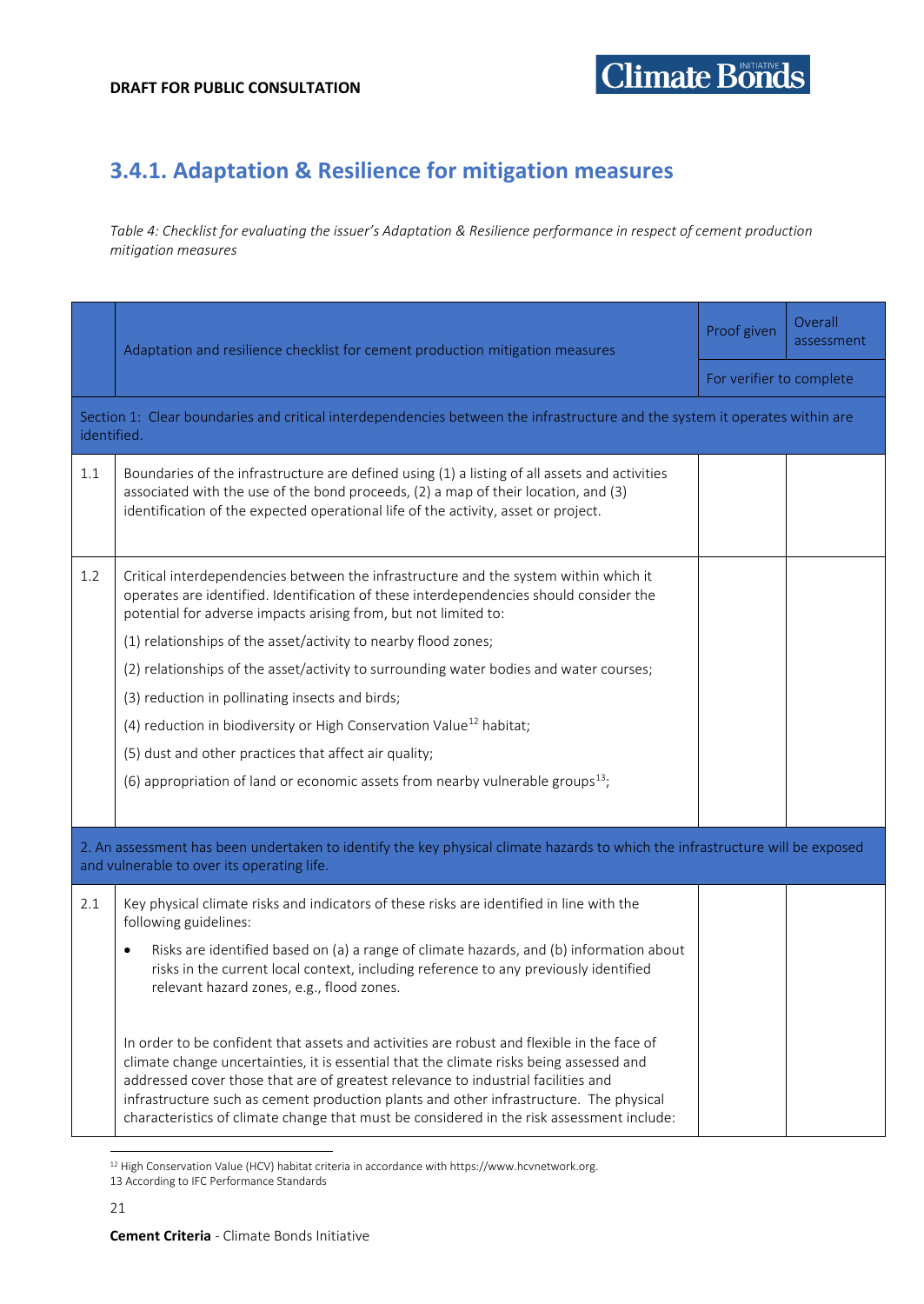### 3.4.1. Adaptation & Resilience for mitigation measures

*Table 4: Checklist for evaluating the issuer's Adaptation & Resilience performance in respect of cement production mitigation measures*

| | Adaptation and resilience checklist for cement production mitigation measures | Proof given | Overall assessment |
|---|---|---|---|
| | | For verifier to complete | |
| Section 1: Clear boundaries and critical interdependencies between the infrastructure and the system it operates within are identified. | | | |
| 1.1 | Boundaries of the infrastructure are defined using (1) a listing of all assets and activities associated with the use of the bond proceeds, (2) a map of their location, and (3) identification of the expected operational life of the activity, asset or project. | | |
| 1.2 | Critical interdependencies between the infrastructure and the system within which it operates are identified. Identification of these interdependencies should consider the potential for adverse impacts arising from, but not limited to:<br>(1) relationships of the asset/activity to nearby flood zones;<br>(2) relationships of the asset/activity to surrounding water bodies and water courses;<br>(3) reduction in pollinating insects and birds;<br>(4) reduction in biodiversity or High Conservation Value[12] habitat;<br>(5) dust and other practices that affect air quality;<br>(6) appropriation of land or economic assets from nearby vulnerable groups[13]; | | |
| 2. An assessment has been undertaken to identify the key physical climate hazards to which the infrastructure will be exposed and vulnerable to over its operating life. | | | |
| 2.1 | Key physical climate risks and indicators of these risks are identified in line with the following guidelines:<br>• Risks are identified based on (a) a range of climate hazards, and (b) information about risks in the current local context, including reference to any previously identified relevant hazard zones, e.g., flood zones.<br><br>In order to be confident that assets and activities are robust and flexible in the face of climate change uncertainties, it is essential that the climate risks being assessed and addressed cover those that are of greatest relevance to industrial facilities and infrastructure such as cement production plants and other infrastructure. The physical characteristics of climate change that must be considered in the risk assessment include: | | |

[12] High Conservation Value (HCV) habitat criteria in accordance with https://www.hcvnetwork.org.

[13] According to IFC Performance Standards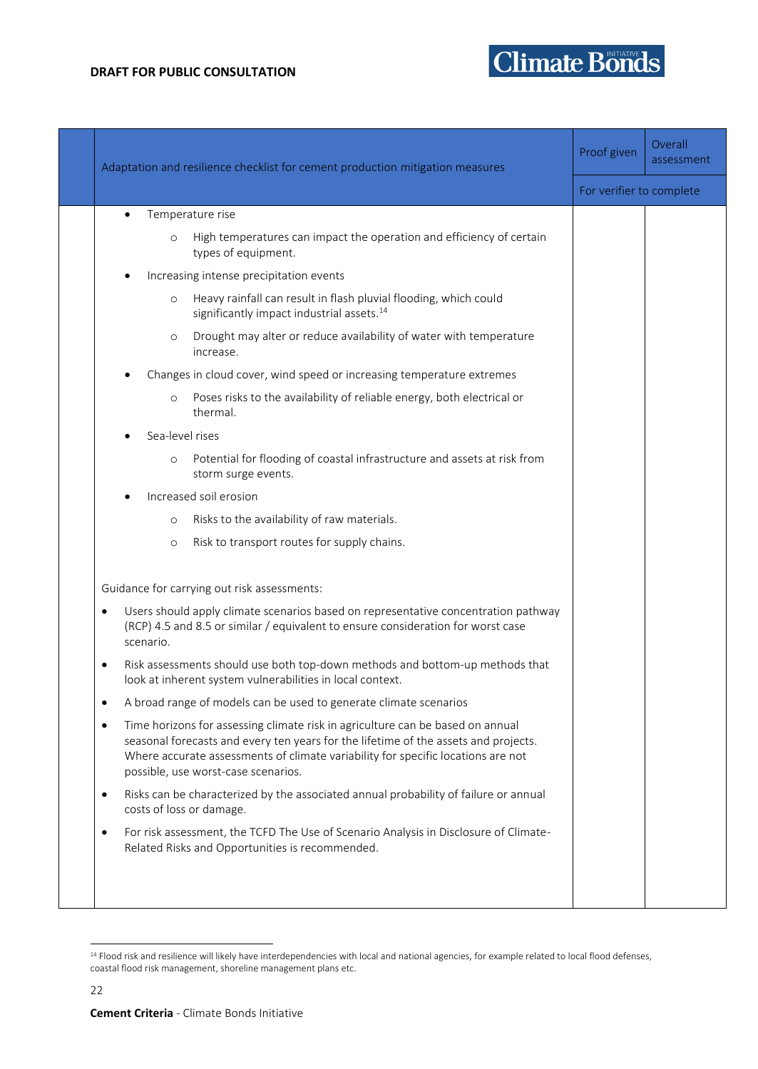| | Adaptation and resilience checklist for cement production mitigation measures | Proof given | Overall assessment |
|---|---|---|---|
| | | For verifier to complete | |
| | • Temperature rise<br>  ○ High temperatures can impact the operation and efficiency of certain types of equipment.<br>• Increasing intense precipitation events<br>  ○ Heavy rainfall can result in flash pluvial flooding, which could significantly impact industrial assets.[14]<br>  ○ Drought may alter or reduce availability of water with temperature increase.<br>• Changes in cloud cover, wind speed or increasing temperature extremes<br>  ○ Poses risks to the availability of reliable energy, both electrical or thermal.<br>• Sea-level rises<br>  ○ Potential for flooding of coastal infrastructure and assets at risk from storm surge events.<br>• Increased soil erosion<br>  ○ Risks to the availability of raw materials.<br>  ○ Risk to transport routes for supply chains.<br><br>Guidance for carrying out risk assessments:<br>• Users should apply climate scenarios based on representative concentration pathway (RCP) 4.5 and 8.5 or similar / equivalent to ensure consideration for worst case scenario.<br>• Risk assessments should use both top-down methods and bottom-up methods that look at inherent system vulnerabilities in local context.<br>• A broad range of models can be used to generate climate scenarios<br>• Time horizons for assessing climate risk in agriculture can be based on annual seasonal forecasts and every ten years for the lifetime of the assets and projects. Where accurate assessments of climate variability for specific locations are not possible, use worst-case scenarios.<br>• Risks can be characterized by the associated annual probability of failure or annual costs of loss or damage.<br>• For risk assessment, the TCFD The Use of Scenario Analysis in Disclosure of Climate-Related Risks and Opportunities is recommended. | | |

[14] Flood risk and resilience will likely have interdependencies with local and national agencies, for example related to local flood defenses, coastal flood risk management, shoreline management plans etc.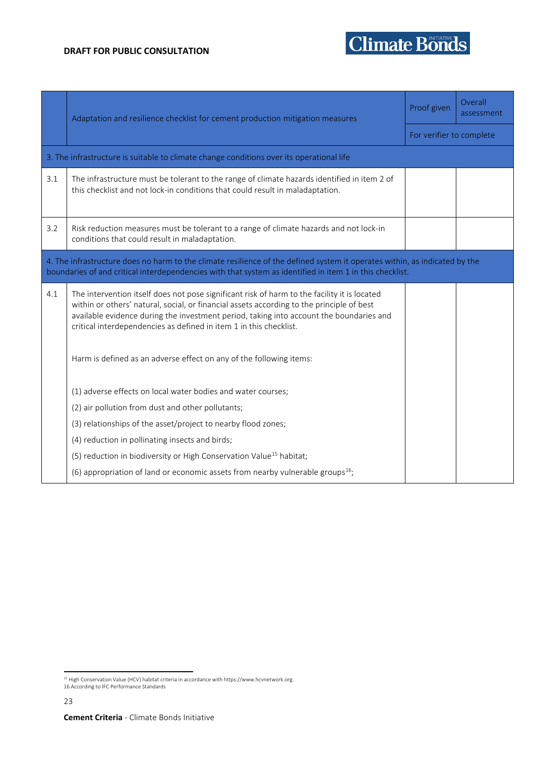| | Adaptation and resilience checklist for cement production mitigation measures | Proof given | Overall assessment |
|---|---|---|---|
| | | For verifier to complete | |
| 3. The infrastructure is suitable to climate change conditions over its operational life | | | |
| 3.1 | The infrastructure must be tolerant to the range of climate hazards identified in item 2 of this checklist and not lock-in conditions that could result in maladaptation. | | |
| 3.2 | Risk reduction measures must be tolerant to a range of climate hazards and not lock-in conditions that could result in maladaptation. | | |
| 4. The infrastructure does no harm to the climate resilience of the defined system it operates within, as indicated by the boundaries of and critical interdependencies with that system as identified in item 1 in this checklist. | | | |
| 4.1 | The intervention itself does not pose significant risk of harm to the facility it is located within or others' natural, social, or financial assets according to the principle of best available evidence during the investment period, taking into account the boundaries and critical interdependencies as defined in item 1 in this checklist.<br><br>Harm is defined as an adverse effect on any of the following items:<br><br>(1) adverse effects on local water bodies and water courses;<br>(2) air pollution from dust and other pollutants;<br>(3) relationships of the asset/project to nearby flood zones;<br>(4) reduction in pollinating insects and birds;<br>(5) reduction in biodiversity or High Conservation Value[15] habitat;<br>(6) appropriation of land or economic assets from nearby vulnerable groups[16]; | | |

[15] High Conservation Value (HCV) habitat criteria in accordance with https://www.hcvnetwork.org.
16 According to IFC Performance Standards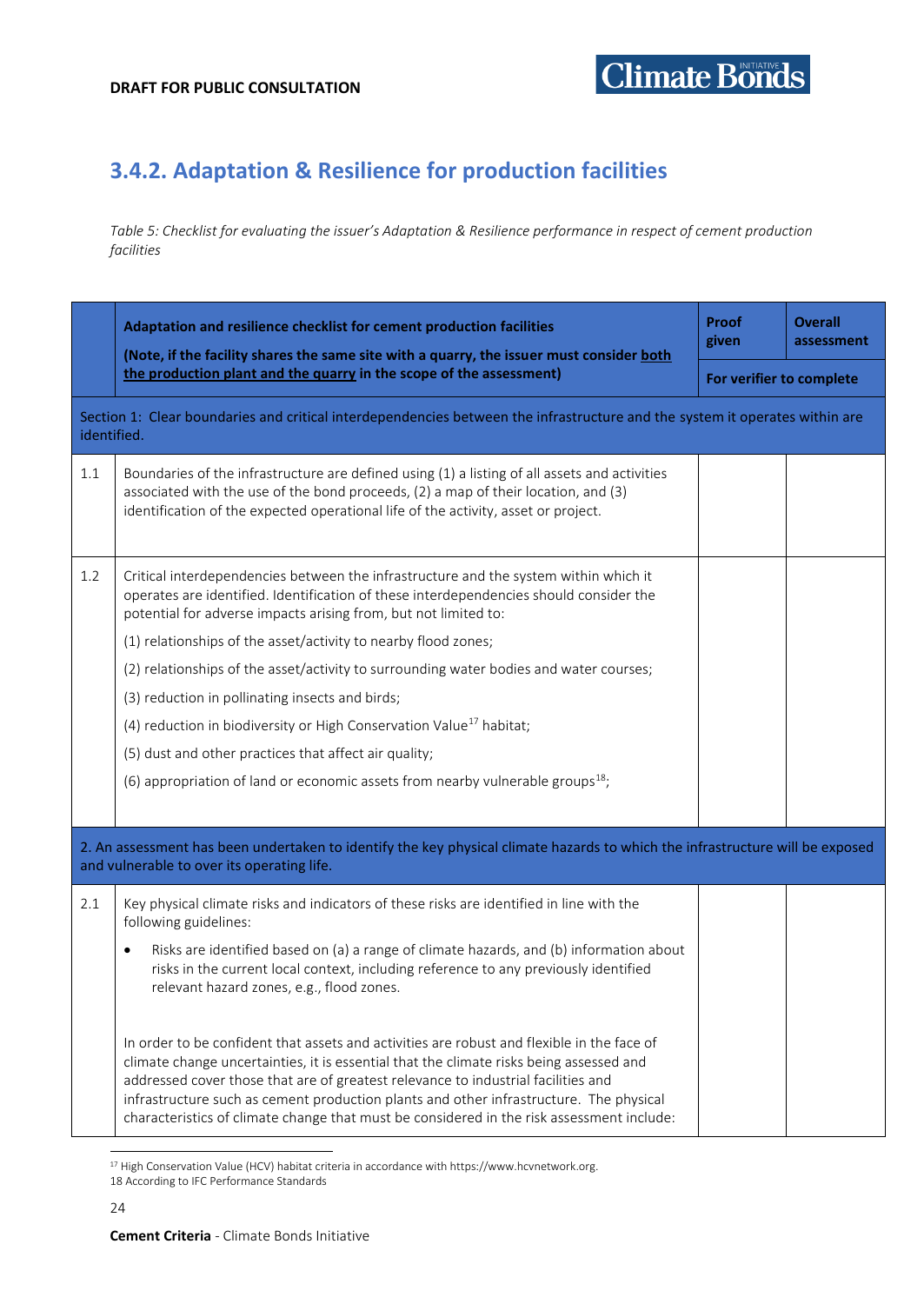## 3.4.2. Adaptation & Resilience for production facilities

*Table 5: Checklist for evaluating the issuer's Adaptation & Resilience performance in respect of cement production facilities*

| | Adaptation and resilience checklist for cement production facilities (Note, if the facility shares the same site with a quarry, the issuer must consider both the production plant and the quarry in the scope of the assessment) | Proof given | Overall assessment |
|---|---|---|---|
| | | For verifier to complete | |
| Section 1: Clear boundaries and critical interdependencies between the infrastructure and the system it operates within are identified. | | | |
| 1.1 | Boundaries of the infrastructure are defined using (1) a listing of all assets and activities associated with the use of the bond proceeds, (2) a map of their location, and (3) identification of the expected operational life of the activity, asset or project. | | |
| 1.2 | Critical interdependencies between the infrastructure and the system within which it operates are identified. Identification of these interdependencies should consider the potential for adverse impacts arising from, but not limited to:<br>(1) relationships of the asset/activity to nearby flood zones;<br>(2) relationships of the asset/activity to surrounding water bodies and water courses;<br>(3) reduction in pollinating insects and birds;<br>(4) reduction in biodiversity or High Conservation Value[17] habitat;<br>(5) dust and other practices that affect air quality;<br>(6) appropriation of land or economic assets from nearby vulnerable groups[18]; | | |
| 2. An assessment has been undertaken to identify the key physical climate hazards to which the infrastructure will be exposed and vulnerable to over its operating life. | | | |
| 2.1 | Key physical climate risks and indicators of these risks are identified in line with the following guidelines:<br>• Risks are identified based on (a) a range of climate hazards, and (b) information about risks in the current local context, including reference to any previously identified relevant hazard zones, e.g., flood zones.<br><br>In order to be confident that assets and activities are robust and flexible in the face of climate change uncertainties, it is essential that the climate risks being assessed and addressed cover those that are of greatest relevance to industrial facilities and infrastructure such as cement production plants and other infrastructure. The physical characteristics of climate change that must be considered in the risk assessment include: | | |

[17] High Conservation Value (HCV) habitat criteria in accordance with https://www.hcvnetwork.org.
[18] According to IFC Performance Standards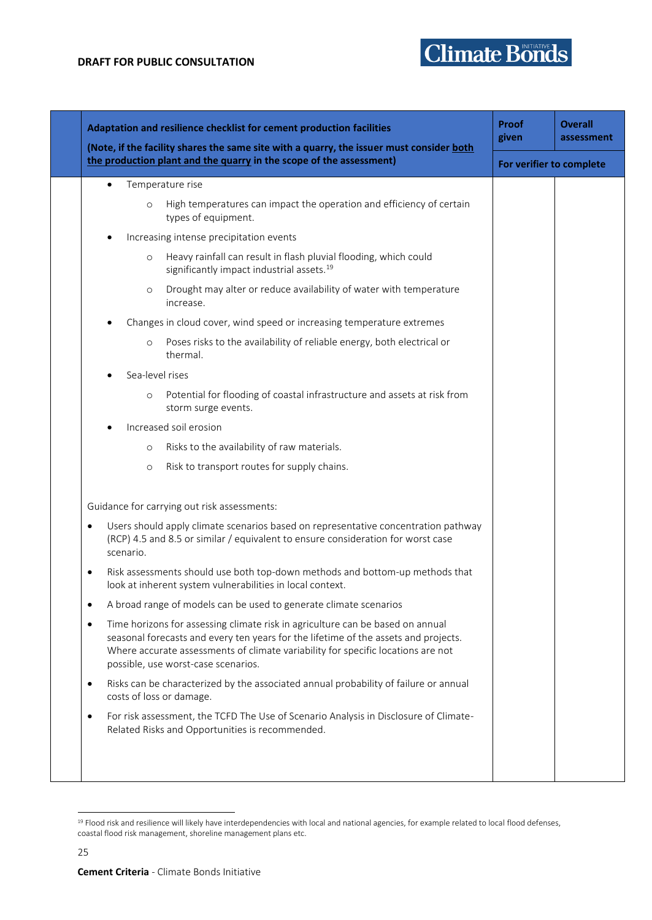| | Adaptation and resilience checklist for cement production facilities<br>(Note, if the facility shares the same site with a quarry, the issuer must consider both the production plant and the quarry in the scope of the assessment) | Proof given | Overall assessment |
|---|---|---|---|
| | | For verifier to complete | |
| | <ul><li>Temperature rise<ul><li>High temperatures can impact the operation and efficiency of certain types of equipment.</li></ul></li><li>Increasing intense precipitation events<ul><li>Heavy rainfall can result in flash pluvial flooding, which could significantly impact industrial assets.[19]</li><li>Drought may alter or reduce availability of water with temperature increase.</li></ul></li><li>Changes in cloud cover, wind speed or increasing temperature extremes<ul><li>Poses risks to the availability of reliable energy, both electrical or thermal.</li></ul></li><li>Sea-level rises<ul><li>Potential for flooding of coastal infrastructure and assets at risk from storm surge events.</li></ul></li><li>Increased soil erosion<ul><li>Risks to the availability of raw materials.</li><li>Risk to transport routes for supply chains.</li></ul></li></ul>Guidance for carrying out risk assessments:<ul><li>Users should apply climate scenarios based on representative concentration pathway (RCP) 4.5 and 8.5 or similar / equivalent to ensure consideration for worst case scenario.</li><li>Risk assessments should use both top-down methods and bottom-up methods that look at inherent system vulnerabilities in local context.</li><li>A broad range of models can be used to generate climate scenarios</li><li>Time horizons for assessing climate risk in agriculture can be based on annual seasonal forecasts and every ten years for the lifetime of the assets and projects. Where accurate assessments of climate variability for specific locations are not possible, use worst-case scenarios.</li><li>Risks can be characterized by the associated annual probability of failure or annual costs of loss or damage.</li><li>For risk assessment, the TCFD The Use of Scenario Analysis in Disclosure of Climate-Related Risks and Opportunities is recommended.</li></ul> | | |

[19] Flood risk and resilience will likely have interdependencies with local and national agencies, for example related to local flood defenses, coastal flood risk management, shoreline management plans etc.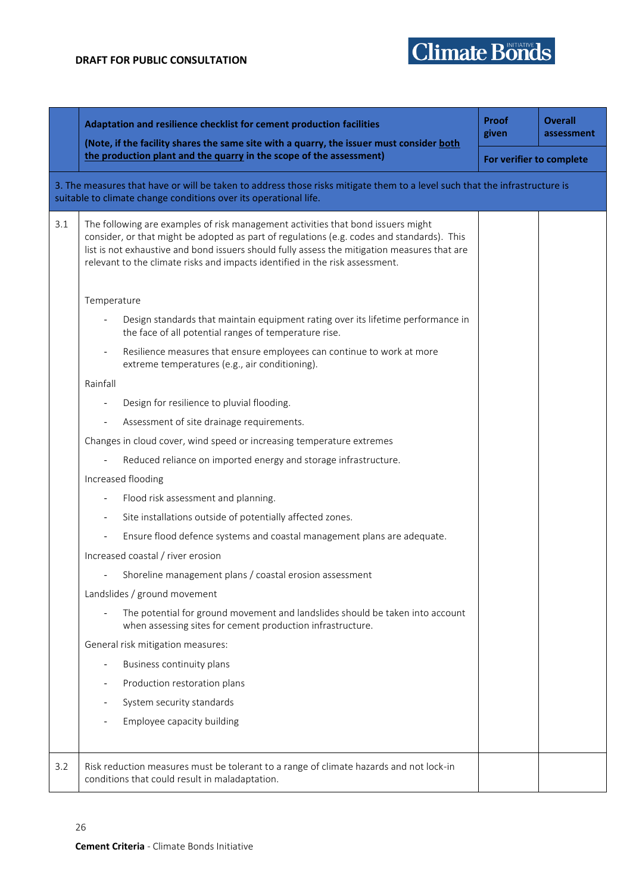DRAFT FOR PUBLIC CONSULTATION

| | Adaptation and resilience checklist for cement production facilities<br>(Note, if the facility shares the same site with a quarry, the issuer must consider both the production plant and the quarry in the scope of the assessment) | Proof given | Overall assessment |
|---|---|---|---|
| | | For verifier to complete | |
| 3. The measures that have or will be taken to address those risks mitigate them to a level such that the infrastructure is suitable to climate change conditions over its operational life. | | | |
| 3.1 | The following are examples of risk management activities that bond issuers might consider, or that might be adopted as part of regulations (e.g. codes and standards). This list is not exhaustive and bond issuers should fully assess the mitigation measures that are relevant to the climate risks and impacts identified in the risk assessment.<br><br>Temperature<br>- Design standards that maintain equipment rating over its lifetime performance in the face of all potential ranges of temperature rise.<br>- Resilience measures that ensure employees can continue to work at more extreme temperatures (e.g., air conditioning).<br><br>Rainfall<br>- Design for resilience to pluvial flooding.<br>- Assessment of site drainage requirements.<br><br>Changes in cloud cover, wind speed or increasing temperature extremes<br>- Reduced reliance on imported energy and storage infrastructure.<br><br>Increased flooding<br>- Flood risk assessment and planning.<br>- Site installations outside of potentially affected zones.<br>- Ensure flood defence systems and coastal management plans are adequate.<br><br>Increased coastal / river erosion<br>- Shoreline management plans / coastal erosion assessment<br><br>Landslides / ground movement<br>- The potential for ground movement and landslides should be taken into account when assessing sites for cement production infrastructure.<br><br>General risk mitigation measures:<br>- Business continuity plans<br>- Production restoration plans<br>- System security standards<br>- Employee capacity building | | |
| 3.2 | Risk reduction measures must be tolerant to a range of climate hazards and not lock-in conditions that could result in maladaptation. | | |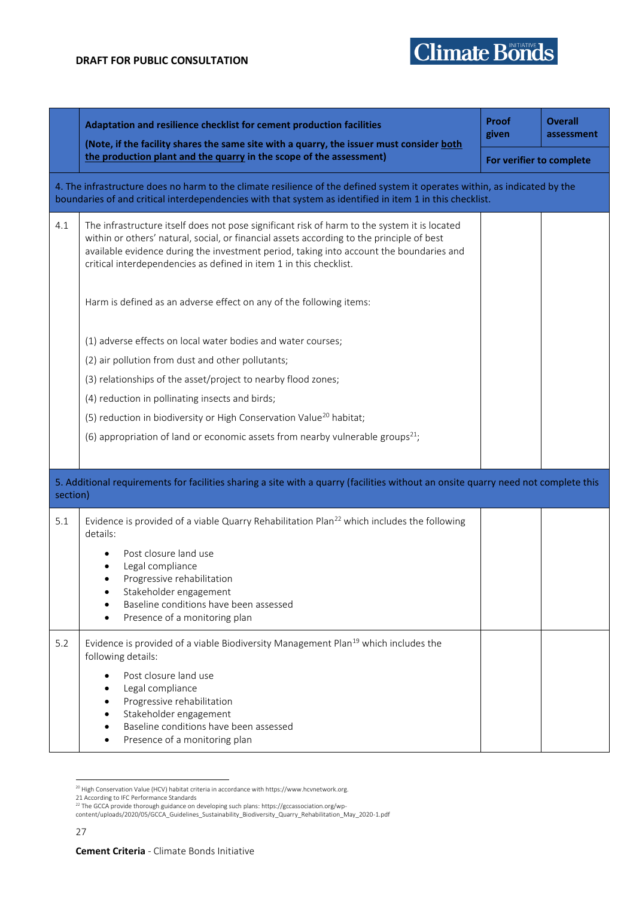| | Adaptation and resilience checklist for cement production facilities<br>(Note, if the facility shares the same site with a quarry, the issuer must consider <u>both the production plant and the quarry</u> in the scope of the assessment) | Proof given | Overall assessment |
|---|---|---|---|
| | | For verifier to complete | |
| **4. The infrastructure does no harm to the climate resilience of the defined system it operates within, as indicated by the boundaries of and critical interdependencies with that system as identified in item 1 in this checklist.** | | | |
| 4.1 | The infrastructure itself does not pose significant risk of harm to the system it is located within or others' natural, social, or financial assets according to the principle of best available evidence during the investment period, taking into account the boundaries and critical interdependencies as defined in item 1 in this checklist.<br><br>Harm is defined as an adverse effect on any of the following items:<br><br>(1) adverse effects on local water bodies and water courses;<br>(2) air pollution from dust and other pollutants;<br>(3) relationships of the asset/project to nearby flood zones;<br>(4) reduction in pollinating insects and birds;<br>(5) reduction in biodiversity or High Conservation Value[20] habitat;<br>(6) appropriation of land or economic assets from nearby vulnerable groups[21]; | | |
| **5. Additional requirements for facilities sharing a site with a quarry (facilities without an onsite quarry need not complete this section)** | | | |
| 5.1 | Evidence is provided of a viable Quarry Rehabilitation Plan[22] which includes the following details:<br>• Post closure land use<br>• Legal compliance<br>• Progressive rehabilitation<br>• Stakeholder engagement<br>• Baseline conditions have been assessed<br>• Presence of a monitoring plan | | |
| 5.2 | Evidence is provided of a viable Biodiversity Management Plan[19] which includes the following details:<br>• Post closure land use<br>• Legal compliance<br>• Progressive rehabilitation<br>• Stakeholder engagement<br>• Baseline conditions have been assessed<br>• Presence of a monitoring plan | | |

[20] High Conservation Value (HCV) habitat criteria in accordance with https://www.hcvnetwork.org.
21 According to IFC Performance Standards
[22] The GCCA provide thorough guidance on developing such plans: https://gccassociation.org/wp-content/uploads/2020/05/GCCA_Guidelines_Sustainability_Biodiversity_Quarry_Rehabilitation_May_2020-1.pdf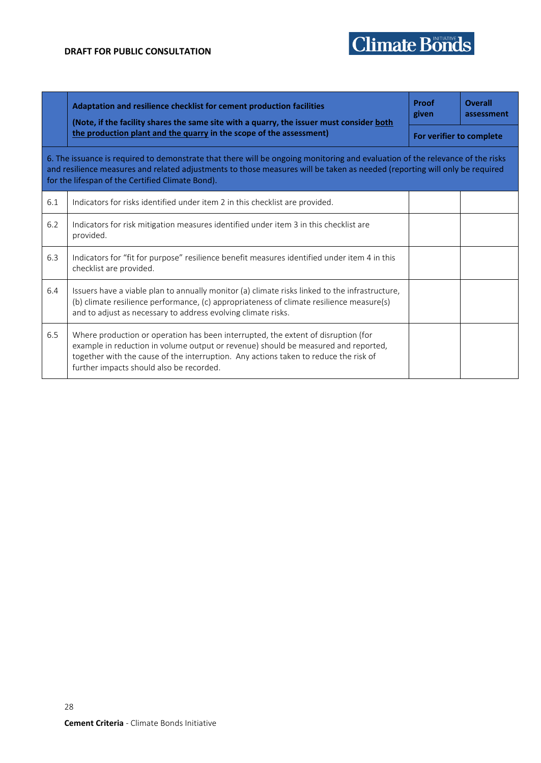| | **Adaptation and resilience checklist for cement production facilities** **(Note, if the facility shares the same site with a quarry, the issuer must consider both the production plant and the quarry in the scope of the assessment)** | **Proof given** | **Overall assessment** |
|---|---|---|---|
| | | **For verifier to complete** | |
| 6. The issuance is required to demonstrate that there will be ongoing monitoring and evaluation of the relevance of the risks and resilience measures and related adjustments to those measures will be taken as needed (reporting will only be required for the lifespan of the Certified Climate Bond). | | | |
| 6.1 | Indicators for risks identified under item 2 in this checklist are provided. | | |
| 6.2 | Indicators for risk mitigation measures identified under item 3 in this checklist are provided. | | |
| 6.3 | Indicators for "fit for purpose" resilience benefit measures identified under item 4 in this checklist are provided. | | |
| 6.4 | Issuers have a viable plan to annually monitor (a) climate risks linked to the infrastructure, (b) climate resilience performance, (c) appropriateness of climate resilience measure(s) and to adjust as necessary to address evolving climate risks. | | |
| 6.5 | Where production or operation has been interrupted, the extent of disruption (for example in reduction in volume output or revenue) should be measured and reported, together with the cause of the interruption. Any actions taken to reduce the risk of further impacts should also be recorded. | | |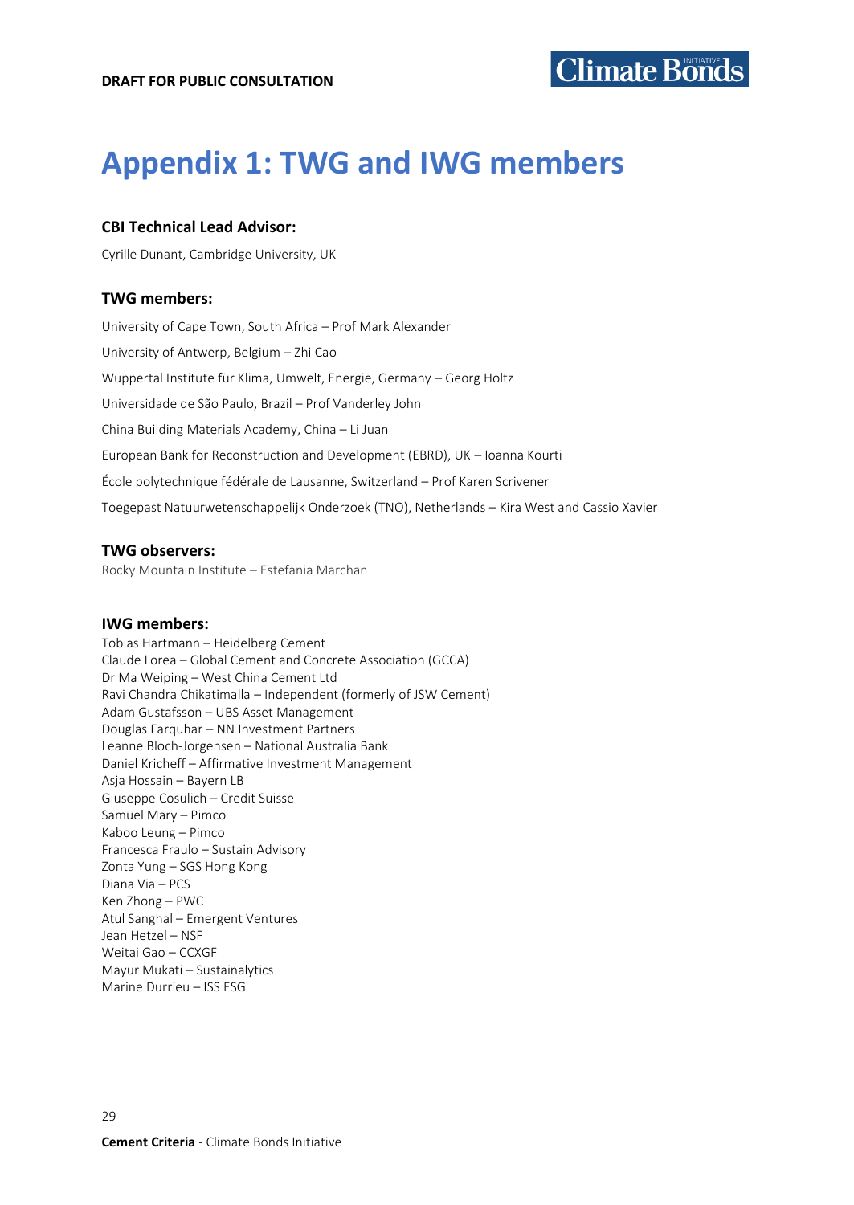# Appendix 1: TWG and IWG members

### CBI Technical Lead Advisor:

Cyrille Dunant, Cambridge University, UK

### TWG members:

University of Cape Town, South Africa – Prof Mark Alexander

University of Antwerp, Belgium – Zhi Cao

Wuppertal Institute für Klima, Umwelt, Energie, Germany – Georg Holtz

Universidade de São Paulo, Brazil – Prof Vanderley John

China Building Materials Academy, China – Li Juan

European Bank for Reconstruction and Development (EBRD), UK – Ioanna Kourti

École polytechnique fédérale de Lausanne, Switzerland – Prof Karen Scrivener

Toegepast Natuurwetenschappelijk Onderzoek (TNO), Netherlands – Kira West and Cassio Xavier

### TWG observers:

Rocky Mountain Institute – Estefania Marchan

### IWG members:

Tobias Hartmann – Heidelberg Cement
Claude Lorea – Global Cement and Concrete Association (GCCA)
Dr Ma Weiping – West China Cement Ltd
Ravi Chandra Chikatimalla – Independent (formerly of JSW Cement)
Adam Gustafsson – UBS Asset Management
Douglas Farquhar – NN Investment Partners
Leanne Bloch-Jorgensen – National Australia Bank
Daniel Kricheff – Affirmative Investment Management
Asja Hossain – Bayern LB
Giuseppe Cosulich – Credit Suisse
Samuel Mary – Pimco
Kaboo Leung – Pimco
Francesca Fraulo – Sustain Advisory
Zonta Yung – SGS Hong Kong
Diana Via – PCS
Ken Zhong – PWC
Atul Sanghal – Emergent Ventures
Jean Hetzel – NSF
Weitai Gao – CCXGF
Mayur Mukati – Sustainalytics
Marine Durrieu – ISS ESG